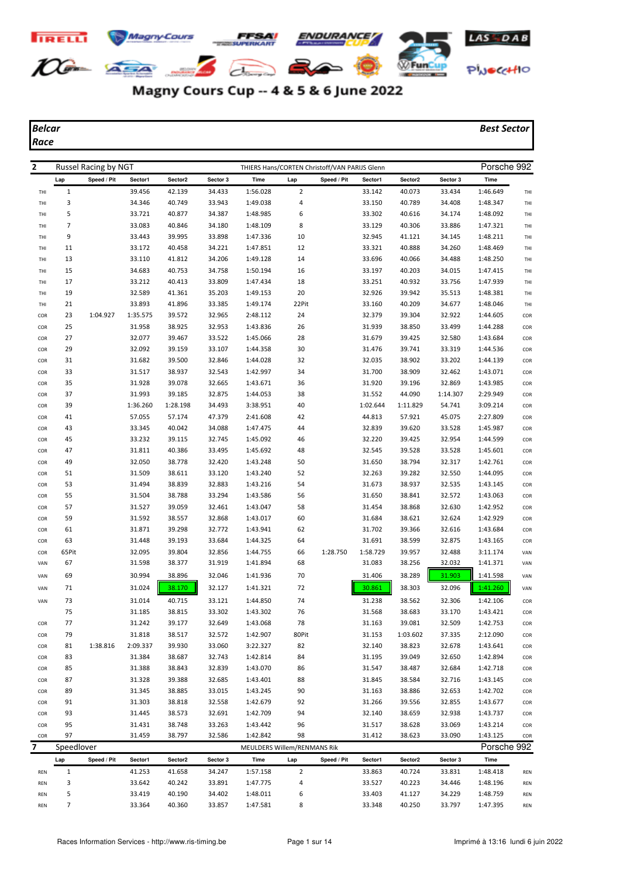# Magny Cours Cup -- 4 & 5 & 6 June 2022

***Belcar***
***Race***

***Best Sector***

**2** Russel Racing by NGT — THIERS Hans/CORTEN Christoff/VAN PARIJS Glenn — Porsche 992

| | Lap | Speed / Pit | Sector1 | Sector2 | Sector 3 | Time | Lap | Speed / Pit | Sector1 | Sector2 | Sector 3 | Time | |
|---|---|---|---|---|---|---|---|---|---|---|---|---|---|
| THI | 1 | | 39.456 | 42.139 | 34.433 | 1:56.028 | 2 | | 33.142 | 40.073 | 33.434 | 1:46.649 | THI |
| THI | 3 | | 34.346 | 40.749 | 33.943 | 1:49.038 | 4 | | 33.150 | 40.789 | 34.408 | 1:48.347 | THI |
| THI | 5 | | 33.721 | 40.877 | 34.387 | 1:48.985 | 6 | | 33.302 | 40.616 | 34.174 | 1:48.092 | THI |
| THI | 7 | | 33.083 | 40.846 | 34.180 | 1:48.109 | 8 | | 33.129 | 40.306 | 33.886 | 1:47.321 | THI |
| THI | 9 | | 33.443 | 39.995 | 33.898 | 1:47.336 | 10 | | 32.945 | 41.121 | 34.145 | 1:48.211 | THI |
| THI | 11 | | 33.172 | 40.458 | 34.221 | 1:47.851 | 12 | | 33.321 | 40.888 | 34.260 | 1:48.469 | THI |
| THI | 13 | | 33.110 | 41.812 | 34.206 | 1:49.128 | 14 | | 33.696 | 40.066 | 34.488 | 1:48.250 | THI |
| THI | 15 | | 34.683 | 40.753 | 34.758 | 1:50.194 | 16 | | 33.197 | 40.203 | 34.015 | 1:47.415 | THI |
| THI | 17 | | 33.212 | 40.413 | 33.809 | 1:47.434 | 18 | | 33.251 | 40.932 | 33.756 | 1:47.939 | THI |
| THI | 19 | | 32.589 | 41.361 | 35.203 | 1:49.153 | 20 | | 32.926 | 39.942 | 35.513 | 1:48.381 | THI |
| THI | 21 | | 33.893 | 41.896 | 33.385 | 1:49.174 | 22Pit | | 33.160 | 40.209 | 34.677 | 1:48.046 | THI |
| COR | 23 | 1:04.927 | 1:35.575 | 39.572 | 32.965 | 2:48.112 | 24 | | 32.379 | 39.304 | 32.922 | 1:44.605 | COR |
| COR | 25 | | 31.958 | 38.925 | 32.953 | 1:43.836 | 26 | | 31.939 | 38.850 | 33.499 | 1:44.288 | COR |
| COR | 27 | | 32.077 | 39.467 | 33.522 | 1:45.066 | 28 | | 31.679 | 39.425 | 32.580 | 1:43.684 | COR |
| COR | 29 | | 32.092 | 39.159 | 33.107 | 1:44.358 | 30 | | 31.476 | 39.741 | 33.319 | 1:44.536 | COR |
| COR | 31 | | 31.682 | 39.500 | 32.846 | 1:44.028 | 32 | | 32.035 | 38.902 | 33.202 | 1:44.139 | COR |
| COR | 33 | | 31.517 | 38.937 | 32.543 | 1:42.997 | 34 | | 31.700 | 38.909 | 32.462 | 1:43.071 | COR |
| COR | 35 | | 31.928 | 39.078 | 32.665 | 1:43.671 | 36 | | 31.920 | 39.196 | 32.869 | 1:43.985 | COR |
| COR | 37 | | 31.993 | 39.185 | 32.875 | 1:44.053 | 38 | | 31.552 | 44.090 | 1:14.307 | 2:29.949 | COR |
| COR | 39 | | 1:36.260 | 1:28.198 | 34.493 | 3:38.951 | 40 | | 1:02.644 | 1:11.829 | 54.741 | 3:09.214 | COR |
| COR | 41 | | 57.055 | 57.174 | 47.379 | 2:41.608 | 42 | | 44.813 | 57.921 | 45.075 | 2:27.809 | COR |
| COR | 43 | | 33.345 | 40.042 | 34.088 | 1:47.475 | 44 | | 32.839 | 39.620 | 33.528 | 1:45.987 | COR |
| COR | 45 | | 33.232 | 39.115 | 32.745 | 1:45.092 | 46 | | 32.220 | 39.425 | 32.954 | 1:44.599 | COR |
| COR | 47 | | 31.811 | 40.386 | 33.495 | 1:45.692 | 48 | | 32.545 | 39.528 | 33.528 | 1:45.601 | COR |
| COR | 49 | | 32.050 | 38.778 | 32.420 | 1:43.248 | 50 | | 31.650 | 38.794 | 32.317 | 1:42.761 | COR |
| COR | 51 | | 31.509 | 38.611 | 33.120 | 1:43.240 | 52 | | 32.263 | 39.282 | 32.550 | 1:44.095 | COR |
| COR | 53 | | 31.494 | 38.839 | 32.883 | 1:43.216 | 54 | | 31.673 | 38.937 | 32.535 | 1:43.145 | COR |
| COR | 55 | | 31.504 | 38.788 | 33.294 | 1:43.586 | 56 | | 31.650 | 38.841 | 32.572 | 1:43.063 | COR |
| COR | 57 | | 31.527 | 39.059 | 32.461 | 1:43.047 | 58 | | 31.454 | 38.868 | 32.630 | 1:42.952 | COR |
| COR | 59 | | 31.592 | 38.557 | 32.868 | 1:43.017 | 60 | | 31.684 | 38.621 | 32.624 | 1:42.929 | COR |
| COR | 61 | | 31.871 | 39.298 | 32.772 | 1:43.941 | 62 | | 31.702 | 39.366 | 32.616 | 1:43.684 | COR |
| COR | 63 | | 31.448 | 39.193 | 33.684 | 1:44.325 | 64 | | 31.691 | 38.599 | 32.875 | 1:43.165 | COR |
| COR | 65Pit | | 32.095 | 39.804 | 32.856 | 1:44.755 | 66 | 1:28.750 | 1:58.729 | 39.957 | 32.488 | 3:11.174 | VAN |
| VAN | 67 | | 31.598 | 38.377 | 31.919 | 1:41.894 | 68 | | 31.083 | 38.256 | 32.032 | 1:41.371 | VAN |
| VAN | 69 | | 30.994 | 38.896 | 32.046 | 1:41.936 | 70 | | 31.406 | 38.289 | 31.903 | 1:41.598 | VAN |
| VAN | 71 | | 31.024 | 38.170 | 32.127 | 1:41.321 | 72 | | 30.861 | 38.303 | 32.096 | 1:41.260 | VAN |
| VAN | 73 | | 31.014 | 40.715 | 33.121 | 1:44.850 | 74 | | 31.238 | 38.562 | 32.306 | 1:42.106 | COR |
| | 75 | | 31.185 | 38.815 | 33.302 | 1:43.302 | 76 | | 31.568 | 38.683 | 33.170 | 1:43.421 | COR |
| COR | 77 | | 31.242 | 39.177 | 32.649 | 1:43.068 | 78 | | 31.163 | 39.081 | 32.509 | 1:42.753 | COR |
| COR | 79 | | 31.818 | 38.517 | 32.572 | 1:42.907 | 80Pit | | 31.153 | 1:03.602 | 37.335 | 2:12.090 | COR |
| COR | 81 | 1:38.816 | 2:09.337 | 39.930 | 33.060 | 3:22.327 | 82 | | 32.140 | 38.823 | 32.678 | 1:43.641 | COR |
| COR | 83 | | 31.384 | 38.687 | 32.743 | 1:42.814 | 84 | | 31.195 | 39.049 | 32.650 | 1:42.894 | COR |
| COR | 85 | | 31.388 | 38.843 | 32.839 | 1:43.070 | 86 | | 31.547 | 38.487 | 32.684 | 1:42.718 | COR |
| COR | 87 | | 31.328 | 39.388 | 32.685 | 1:43.401 | 88 | | 31.845 | 38.584 | 32.716 | 1:43.145 | COR |
| COR | 89 | | 31.345 | 38.885 | 33.015 | 1:43.245 | 90 | | 31.163 | 38.886 | 32.653 | 1:42.702 | COR |
| COR | 91 | | 31.303 | 38.818 | 32.558 | 1:42.679 | 92 | | 31.266 | 39.556 | 32.855 | 1:43.677 | COR |
| COR | 93 | | 31.445 | 38.573 | 32.691 | 1:42.709 | 94 | | 32.140 | 38.659 | 32.938 | 1:43.737 | COR |
| COR | 95 | | 31.431 | 38.748 | 33.263 | 1:43.442 | 96 | | 31.517 | 38.628 | 33.069 | 1:43.214 | COR |
| COR | 97 | | 31.459 | 38.797 | 32.586 | 1:42.842 | 98 | | 31.412 | 38.623 | 33.090 | 1:43.125 | COR |

**7** Speedlover — MEULDERS Willem/RENMANS Rik — Porsche 992

| | Lap | Speed / Pit | Sector1 | Sector2 | Sector 3 | Time | Lap | Speed / Pit | Sector1 | Sector2 | Sector 3 | Time | |
|---|---|---|---|---|---|---|---|---|---|---|---|---|---|
| REN | 1 | | 41.253 | 41.658 | 34.247 | 1:57.158 | 2 | | 33.863 | 40.724 | 33.831 | 1:48.418 | REN |
| REN | 3 | | 33.642 | 40.242 | 33.891 | 1:47.775 | 4 | | 33.527 | 40.223 | 34.446 | 1:48.196 | REN |
| REN | 5 | | 33.419 | 40.190 | 34.402 | 1:48.011 | 6 | | 33.403 | 41.127 | 34.229 | 1:48.759 | REN |
| REN | 7 | | 33.364 | 40.360 | 33.857 | 1:47.581 | 8 | | 33.348 | 40.250 | 33.797 | 1:47.395 | REN |

Races Information Services - http://www.ris-timing.be — Imprimé à 13:16 lundi 6 juin 2022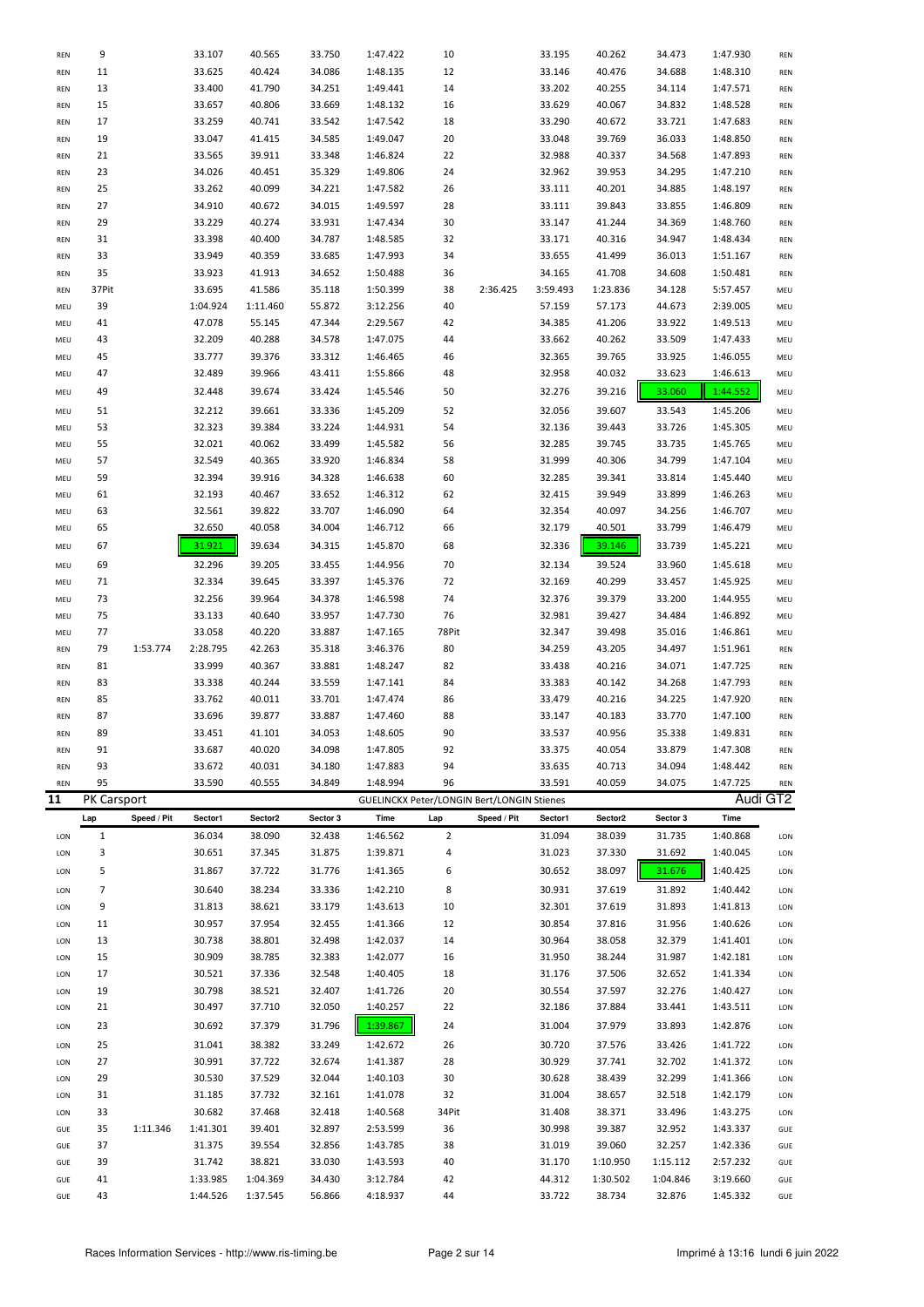| | Lap | Speed / Pit | Sector1 | Sector2 | Sector 3 | Time | Lap | Speed / Pit | Sector1 | Sector2 | Sector 3 | Time | |
|---|---|---|---|---|---|---|---|---|---|---|---|---|---|
| REN | 9 | | 33.107 | 40.565 | 33.750 | 1:47.422 | 10 | | 33.195 | 40.262 | 34.473 | 1:47.930 | REN |
| REN | 11 | | 33.625 | 40.424 | 34.086 | 1:48.135 | 12 | | 33.146 | 40.476 | 34.688 | 1:48.310 | REN |
| REN | 13 | | 33.400 | 41.790 | 34.251 | 1:49.441 | 14 | | 33.202 | 40.255 | 34.114 | 1:47.571 | REN |
| REN | 15 | | 33.657 | 40.806 | 33.669 | 1:48.132 | 16 | | 33.629 | 40.067 | 34.832 | 1:48.528 | REN |
| REN | 17 | | 33.259 | 40.741 | 33.542 | 1:47.542 | 18 | | 33.290 | 40.672 | 33.721 | 1:47.683 | REN |
| REN | 19 | | 33.047 | 41.415 | 34.585 | 1:49.047 | 20 | | 33.048 | 39.769 | 36.033 | 1:48.850 | REN |
| REN | 21 | | 33.565 | 39.911 | 33.348 | 1:46.824 | 22 | | 32.988 | 40.337 | 34.568 | 1:47.893 | REN |
| REN | 23 | | 34.026 | 40.451 | 35.329 | 1:49.806 | 24 | | 32.962 | 39.953 | 34.295 | 1:47.210 | REN |
| REN | 25 | | 33.262 | 40.099 | 34.221 | 1:47.582 | 26 | | 33.111 | 40.201 | 34.885 | 1:48.197 | REN |
| REN | 27 | | 34.910 | 40.672 | 34.015 | 1:49.597 | 28 | | 33.111 | 39.843 | 33.855 | 1:46.809 | REN |
| REN | 29 | | 33.229 | 40.274 | 33.931 | 1:47.434 | 30 | | 33.147 | 41.244 | 34.369 | 1:48.760 | REN |
| REN | 31 | | 33.398 | 40.400 | 34.787 | 1:48.585 | 32 | | 33.171 | 40.316 | 34.947 | 1:48.434 | REN |
| REN | 33 | | 33.949 | 40.359 | 33.685 | 1:47.993 | 34 | | 33.655 | 41.499 | 36.013 | 1:51.167 | REN |
| REN | 35 | | 33.923 | 41.913 | 34.652 | 1:50.488 | 36 | | 34.165 | 41.708 | 34.608 | 1:50.481 | REN |
| REN | 37Pit | | 33.695 | 41.586 | 35.118 | 1:50.399 | 38 | 2:36.425 | 3:59.493 | 1:23.836 | 34.128 | 5:57.457 | MEU |
| MEU | 39 | | 1:04.924 | 1:11.460 | 55.872 | 3:12.256 | 40 | | 57.159 | 57.173 | 44.673 | 2:39.005 | MEU |
| MEU | 41 | | 47.078 | 55.145 | 47.344 | 2:29.567 | 42 | | 34.385 | 41.206 | 33.922 | 1:49.513 | MEU |
| MEU | 43 | | 32.209 | 40.288 | 34.578 | 1:47.075 | 44 | | 33.662 | 40.262 | 33.509 | 1:47.433 | MEU |
| MEU | 45 | | 33.777 | 39.376 | 33.312 | 1:46.465 | 46 | | 32.365 | 39.765 | 33.925 | 1:46.055 | MEU |
| MEU | 47 | | 32.489 | 39.966 | 43.411 | 1:55.866 | 48 | | 32.958 | 40.032 | 33.623 | 1:46.613 | MEU |
| MEU | 49 | | 32.448 | 39.674 | 33.424 | 1:45.546 | 50 | | 32.276 | 39.216 | 33.060 | 1:44.552 | MEU |
| MEU | 51 | | 32.212 | 39.661 | 33.336 | 1:45.209 | 52 | | 32.056 | 39.607 | 33.543 | 1:45.206 | MEU |
| MEU | 53 | | 32.323 | 39.384 | 33.224 | 1:44.931 | 54 | | 32.136 | 39.443 | 33.726 | 1:45.305 | MEU |
| MEU | 55 | | 32.021 | 40.062 | 33.499 | 1:45.582 | 56 | | 32.285 | 39.745 | 33.735 | 1:45.765 | MEU |
| MEU | 57 | | 32.549 | 40.365 | 33.920 | 1:46.834 | 58 | | 31.999 | 40.306 | 34.799 | 1:47.104 | MEU |
| MEU | 59 | | 32.394 | 39.916 | 34.328 | 1:46.638 | 60 | | 32.285 | 39.341 | 33.814 | 1:45.440 | MEU |
| MEU | 61 | | 32.193 | 40.467 | 33.652 | 1:46.312 | 62 | | 32.415 | 39.949 | 33.899 | 1:46.263 | MEU |
| MEU | 63 | | 32.561 | 39.822 | 33.707 | 1:46.090 | 64 | | 32.354 | 40.097 | 34.256 | 1:46.707 | MEU |
| MEU | 65 | | 32.650 | 40.058 | 34.004 | 1:46.712 | 66 | | 32.179 | 40.501 | 33.799 | 1:46.479 | MEU |
| MEU | 67 | | 31.921 | 39.634 | 34.315 | 1:45.870 | 68 | | 32.336 | 39.146 | 33.739 | 1:45.221 | MEU |
| MEU | 69 | | 32.296 | 39.205 | 33.455 | 1:44.956 | 70 | | 32.134 | 39.524 | 33.960 | 1:45.618 | MEU |
| MEU | 71 | | 32.334 | 39.645 | 33.397 | 1:45.376 | 72 | | 32.169 | 40.299 | 33.457 | 1:45.925 | MEU |
| MEU | 73 | | 32.256 | 39.964 | 34.378 | 1:46.598 | 74 | | 32.376 | 39.379 | 33.200 | 1:44.955 | MEU |
| MEU | 75 | | 33.133 | 40.640 | 33.957 | 1:47.730 | 76 | | 32.981 | 39.427 | 34.484 | 1:46.892 | MEU |
| MEU | 77 | | 33.058 | 40.220 | 33.887 | 1:47.165 | 78Pit | | 32.347 | 39.498 | 35.016 | 1:46.861 | MEU |
| REN | 79 | 1:53.774 | 2:28.795 | 42.263 | 35.318 | 3:46.376 | 80 | | 34.259 | 43.205 | 34.497 | 1:51.961 | REN |
| REN | 81 | | 33.999 | 40.367 | 33.881 | 1:48.247 | 82 | | 33.438 | 40.216 | 34.071 | 1:47.725 | REN |
| REN | 83 | | 33.338 | 40.244 | 33.559 | 1:47.141 | 84 | | 33.383 | 40.142 | 34.268 | 1:47.793 | REN |
| REN | 85 | | 33.762 | 40.011 | 33.701 | 1:47.474 | 86 | | 33.479 | 40.216 | 34.225 | 1:47.920 | REN |
| REN | 87 | | 33.696 | 39.877 | 33.887 | 1:47.460 | 88 | | 33.147 | 40.183 | 33.770 | 1:47.100 | REN |
| REN | 89 | | 33.451 | 41.101 | 34.053 | 1:48.605 | 90 | | 33.537 | 40.956 | 35.338 | 1:49.831 | REN |
| REN | 91 | | 33.687 | 40.020 | 34.098 | 1:47.805 | 92 | | 33.375 | 40.054 | 33.879 | 1:47.308 | REN |
| REN | 93 | | 33.672 | 40.031 | 34.180 | 1:47.883 | 94 | | 33.635 | 40.713 | 34.094 | 1:48.442 | REN |
| REN | 95 | | 33.590 | 40.555 | 34.849 | 1:48.994 | 96 | | 33.591 | 40.059 | 34.075 | 1:47.725 | REN |

## 11 PK Carsport — GUELINCKX Peter/LONGIN Bert/LONGIN Stienes — Audi GT2

| | Lap | Speed / Pit | Sector1 | Sector2 | Sector 3 | Time | Lap | Speed / Pit | Sector1 | Sector2 | Sector 3 | Time | |
|---|---|---|---|---|---|---|---|---|---|---|---|---|---|
| LON | 1 | | 36.034 | 38.090 | 32.438 | 1:46.562 | 2 | | 31.094 | 38.039 | 31.735 | 1:40.868 | LON |
| LON | 3 | | 30.651 | 37.345 | 31.875 | 1:39.871 | 4 | | 31.023 | 37.330 | 31.692 | 1:40.045 | LON |
| LON | 5 | | 31.867 | 37.722 | 31.776 | 1:41.365 | 6 | | 30.652 | 38.097 | 31.676 | 1:40.425 | LON |
| LON | 7 | | 30.640 | 38.234 | 33.336 | 1:42.210 | 8 | | 30.931 | 37.619 | 31.892 | 1:40.442 | LON |
| LON | 9 | | 31.813 | 38.621 | 33.179 | 1:43.613 | 10 | | 32.301 | 37.619 | 31.893 | 1:41.813 | LON |
| LON | 11 | | 30.957 | 37.954 | 32.455 | 1:41.366 | 12 | | 30.854 | 37.816 | 31.956 | 1:40.626 | LON |
| LON | 13 | | 30.738 | 38.801 | 32.498 | 1:42.037 | 14 | | 30.964 | 38.058 | 32.379 | 1:41.401 | LON |
| LON | 15 | | 30.909 | 38.785 | 32.383 | 1:42.077 | 16 | | 31.950 | 38.244 | 31.987 | 1:42.181 | LON |
| LON | 17 | | 30.521 | 37.336 | 32.548 | 1:40.405 | 18 | | 31.176 | 37.506 | 32.652 | 1:41.334 | LON |
| LON | 19 | | 30.798 | 38.521 | 32.407 | 1:41.726 | 20 | | 30.554 | 37.597 | 32.276 | 1:40.427 | LON |
| LON | 21 | | 30.497 | 37.710 | 32.050 | 1:40.257 | 22 | | 32.186 | 37.884 | 33.441 | 1:43.511 | LON |
| LON | 23 | | 30.692 | 37.379 | 31.796 | 1:39.867 | 24 | | 31.004 | 37.979 | 33.893 | 1:42.876 | LON |
| LON | 25 | | 31.041 | 38.382 | 33.249 | 1:42.672 | 26 | | 30.720 | 37.576 | 33.426 | 1:41.722 | LON |
| LON | 27 | | 30.991 | 37.722 | 32.674 | 1:41.387 | 28 | | 30.929 | 37.741 | 32.702 | 1:41.372 | LON |
| LON | 29 | | 30.530 | 37.529 | 32.044 | 1:40.103 | 30 | | 30.628 | 38.439 | 32.299 | 1:41.366 | LON |
| LON | 31 | | 31.185 | 37.732 | 32.161 | 1:41.078 | 32 | | 31.004 | 38.657 | 32.518 | 1:42.179 | LON |
| LON | 33 | | 30.682 | 37.468 | 32.418 | 1:40.568 | 34Pit | | 31.408 | 38.371 | 33.496 | 1:43.275 | LON |
| GUE | 35 | 1:11.346 | 1:41.301 | 39.401 | 32.897 | 2:53.599 | 36 | | 30.998 | 39.387 | 32.952 | 1:43.337 | GUE |
| GUE | 37 | | 31.375 | 39.554 | 32.856 | 1:43.785 | 38 | | 31.019 | 39.060 | 32.257 | 1:42.336 | GUE |
| GUE | 39 | | 31.742 | 38.821 | 33.030 | 1:43.593 | 40 | | 31.170 | 1:10.950 | 1:15.112 | 2:57.232 | GUE |
| GUE | 41 | | 1:33.985 | 1:04.369 | 34.430 | 3:12.784 | 42 | | 44.312 | 1:30.502 | 1:04.846 | 3:19.660 | GUE |
| GUE | 43 | | 1:44.526 | 1:37.545 | 56.866 | 4:18.937 | 44 | | 33.722 | 38.734 | 32.876 | 1:45.332 | GUE |

Races Information Services - http://www.ris-timing.be — Imprimé à 13:16 lundi 6 juin 2022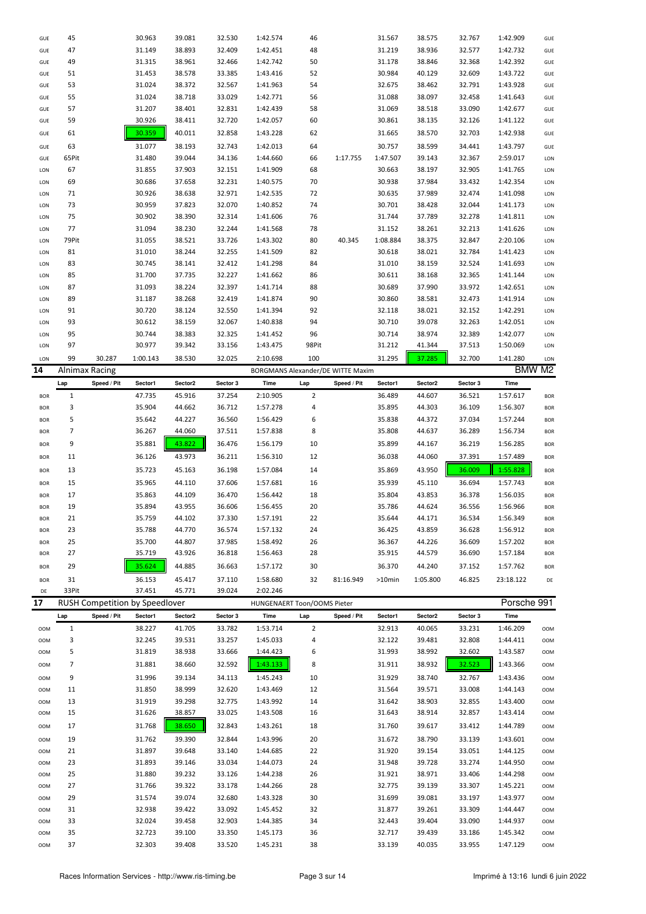| | Lap | Speed / Pit | Sector1 | Sector2 | Sector 3 | Time | Lap | Speed / Pit | Sector1 | Sector2 | Sector 3 | Time | |
|---|---|---|---|---|---|---|---|---|---|---|---|---|---|
| GUE | 45 | | 30.963 | 39.081 | 32.530 | 1:42.574 | 46 | | 31.567 | 38.575 | 32.767 | 1:42.909 | GUE |
| GUE | 47 | | 31.149 | 38.893 | 32.409 | 1:42.451 | 48 | | 31.219 | 38.936 | 32.577 | 1:42.732 | GUE |
| GUE | 49 | | 31.315 | 38.961 | 32.466 | 1:42.742 | 50 | | 31.178 | 38.846 | 32.368 | 1:42.392 | GUE |
| GUE | 51 | | 31.453 | 38.578 | 33.385 | 1:43.416 | 52 | | 30.984 | 40.129 | 32.609 | 1:43.722 | GUE |
| GUE | 53 | | 31.024 | 38.372 | 32.567 | 1:41.963 | 54 | | 32.675 | 38.462 | 32.791 | 1:43.928 | GUE |
| GUE | 55 | | 31.024 | 38.718 | 33.029 | 1:42.771 | 56 | | 31.088 | 38.097 | 32.458 | 1:41.643 | GUE |
| GUE | 57 | | 31.207 | 38.401 | 32.831 | 1:42.439 | 58 | | 31.069 | 38.518 | 33.090 | 1:42.677 | GUE |
| GUE | 59 | | 30.926 | 38.411 | 32.720 | 1:42.057 | 60 | | 30.861 | 38.135 | 32.126 | 1:41.122 | GUE |
| GUE | 61 | | 30.359 | 40.011 | 32.858 | 1:43.228 | 62 | | 31.665 | 38.570 | 32.703 | 1:42.938 | GUE |
| GUE | 63 | | 31.077 | 38.193 | 32.743 | 1:42.013 | 64 | | 30.757 | 38.599 | 34.441 | 1:43.797 | GUE |
| GUE | 65Pit | | 31.480 | 39.044 | 34.136 | 1:44.660 | 66 | 1:17.755 | 1:47.507 | 39.143 | 32.367 | 2:59.017 | LON |
| LON | 67 | | 31.855 | 37.903 | 32.151 | 1:41.909 | 68 | | 30.663 | 38.197 | 32.905 | 1:41.765 | LON |
| LON | 69 | | 30.686 | 37.658 | 32.231 | 1:40.575 | 70 | | 30.938 | 37.984 | 33.432 | 1:42.354 | LON |
| LON | 71 | | 30.926 | 38.638 | 32.971 | 1:42.535 | 72 | | 30.635 | 37.989 | 32.474 | 1:41.098 | LON |
| LON | 73 | | 30.959 | 37.823 | 32.070 | 1:40.852 | 74 | | 30.701 | 38.428 | 32.044 | 1:41.173 | LON |
| LON | 75 | | 30.902 | 38.390 | 32.314 | 1:41.606 | 76 | | 31.744 | 37.789 | 32.278 | 1:41.811 | LON |
| LON | 77 | | 31.094 | 38.230 | 32.244 | 1:41.568 | 78 | | 31.152 | 38.261 | 32.213 | 1:41.626 | LON |
| LON | 79Pit | | 31.055 | 38.521 | 33.726 | 1:43.302 | 80 | 40.345 | 1:08.884 | 38.375 | 32.847 | 2:20.106 | LON |
| LON | 81 | | 31.010 | 38.244 | 32.255 | 1:41.509 | 82 | | 30.618 | 38.021 | 32.784 | 1:41.423 | LON |
| LON | 83 | | 30.745 | 38.141 | 32.412 | 1:41.298 | 84 | | 31.010 | 38.159 | 32.524 | 1:41.693 | LON |
| LON | 85 | | 31.700 | 37.735 | 32.227 | 1:41.662 | 86 | | 30.611 | 38.168 | 32.365 | 1:41.144 | LON |
| LON | 87 | | 31.093 | 38.224 | 32.397 | 1:41.714 | 88 | | 30.689 | 37.990 | 33.972 | 1:42.651 | LON |
| LON | 89 | | 31.187 | 38.268 | 32.419 | 1:41.874 | 90 | | 30.860 | 38.581 | 32.473 | 1:41.914 | LON |
| LON | 91 | | 30.720 | 38.124 | 32.550 | 1:41.394 | 92 | | 32.118 | 38.021 | 32.152 | 1:42.291 | LON |
| LON | 93 | | 30.612 | 38.159 | 32.067 | 1:40.838 | 94 | | 30.710 | 39.078 | 32.263 | 1:42.051 | LON |
| LON | 95 | | 30.744 | 38.383 | 32.325 | 1:41.452 | 96 | | 30.714 | 38.974 | 32.389 | 1:42.077 | LON |
| LON | 97 | | 30.977 | 39.342 | 33.156 | 1:43.475 | 98Pit | | 31.212 | 41.344 | 37.513 | 1:50.069 | LON |
| LON | 99 | 30.287 | 1:00.143 | 38.530 | 32.025 | 2:10.698 | 100 | | 31.295 | 37.285 | 32.700 | 1:41.280 | LON |

## 14 Alnimax Racing — BORGMANS Alexander/DE WITTE Maxim — BMW M2

| | Lap | Speed / Pit | Sector1 | Sector2 | Sector 3 | Time | Lap | Speed / Pit | Sector1 | Sector2 | Sector 3 | Time | |
|---|---|---|---|---|---|---|---|---|---|---|---|---|---|
| BOR | 1 | | 47.735 | 45.916 | 37.254 | 2:10.905 | 2 | | 36.489 | 44.607 | 36.521 | 1:57.617 | BOR |
| BOR | 3 | | 35.904 | 44.662 | 36.712 | 1:57.278 | 4 | | 35.895 | 44.303 | 36.109 | 1:56.307 | BOR |
| BOR | 5 | | 35.642 | 44.227 | 36.560 | 1:56.429 | 6 | | 35.838 | 44.372 | 37.034 | 1:57.244 | BOR |
| BOR | 7 | | 36.267 | 44.060 | 37.511 | 1:57.838 | 8 | | 35.808 | 44.637 | 36.289 | 1:56.734 | BOR |
| BOR | 9 | | 35.881 | 43.822 | 36.476 | 1:56.179 | 10 | | 35.899 | 44.167 | 36.219 | 1:56.285 | BOR |
| BOR | 11 | | 36.126 | 43.973 | 36.211 | 1:56.310 | 12 | | 36.038 | 44.060 | 37.391 | 1:57.489 | BOR |
| BOR | 13 | | 35.723 | 45.163 | 36.198 | 1:57.084 | 14 | | 35.869 | 43.950 | 36.009 | 1:55.828 | BOR |
| BOR | 15 | | 35.965 | 44.110 | 37.606 | 1:57.681 | 16 | | 35.939 | 45.110 | 36.694 | 1:57.743 | BOR |
| BOR | 17 | | 35.863 | 44.109 | 36.470 | 1:56.442 | 18 | | 35.804 | 43.853 | 36.378 | 1:56.035 | BOR |
| BOR | 19 | | 35.894 | 43.955 | 36.606 | 1:56.455 | 20 | | 35.786 | 44.624 | 36.556 | 1:56.966 | BOR |
| BOR | 21 | | 35.759 | 44.102 | 37.330 | 1:57.191 | 22 | | 35.644 | 44.171 | 36.534 | 1:56.349 | BOR |
| BOR | 23 | | 35.788 | 44.770 | 36.574 | 1:57.132 | 24 | | 36.425 | 43.859 | 36.628 | 1:56.912 | BOR |
| BOR | 25 | | 35.700 | 44.807 | 37.985 | 1:58.492 | 26 | | 36.367 | 44.226 | 36.609 | 1:57.202 | BOR |
| BOR | 27 | | 35.719 | 43.926 | 36.818 | 1:56.463 | 28 | | 35.915 | 44.579 | 36.690 | 1:57.184 | BOR |
| BOR | 29 | | 35.624 | 44.885 | 36.663 | 1:57.172 | 30 | | 36.370 | 44.240 | 37.152 | 1:57.762 | BOR |
| BOR | 31 | | 36.153 | 45.417 | 37.110 | 1:58.680 | 32 | 81:16.949 | >10min | 1:05.800 | 46.825 | 23:18.122 | DE |
| DE | 33Pit | | 37.451 | 45.771 | 39.024 | 2:02.246 | | | | | | | |

## 17 RUSH Competition by Speedlover — HUNGENAERT Toon/OOMS Pieter — Porsche 991

| | Lap | Speed / Pit | Sector1 | Sector2 | Sector 3 | Time | Lap | Speed / Pit | Sector1 | Sector2 | Sector 3 | Time | |
|---|---|---|---|---|---|---|---|---|---|---|---|---|---|
| OOM | 1 | | 38.227 | 41.705 | 33.782 | 1:53.714 | 2 | | 32.913 | 40.065 | 33.231 | 1:46.209 | OOM |
| OOM | 3 | | 32.245 | 39.531 | 33.257 | 1:45.033 | 4 | | 32.122 | 39.481 | 32.808 | 1:44.411 | OOM |
| OOM | 5 | | 31.819 | 38.938 | 33.666 | 1:44.423 | 6 | | 31.993 | 38.992 | 32.602 | 1:43.587 | OOM |
| OOM | 7 | | 31.881 | 38.660 | 32.592 | 1:43.133 | 8 | | 31.911 | 38.932 | 32.523 | 1:43.366 | OOM |
| OOM | 9 | | 31.996 | 39.134 | 34.113 | 1:45.243 | 10 | | 31.929 | 38.740 | 32.767 | 1:43.436 | OOM |
| OOM | 11 | | 31.850 | 38.999 | 32.620 | 1:43.469 | 12 | | 31.564 | 39.571 | 33.008 | 1:44.143 | OOM |
| OOM | 13 | | 31.919 | 39.298 | 32.775 | 1:43.992 | 14 | | 31.642 | 38.903 | 32.855 | 1:43.400 | OOM |
| OOM | 15 | | 31.626 | 38.857 | 33.025 | 1:43.508 | 16 | | 31.643 | 38.914 | 32.857 | 1:43.414 | OOM |
| OOM | 17 | | 31.768 | 38.650 | 32.843 | 1:43.261 | 18 | | 31.760 | 39.617 | 33.412 | 1:44.789 | OOM |
| OOM | 19 | | 31.762 | 39.390 | 32.844 | 1:43.996 | 20 | | 31.672 | 38.790 | 33.139 | 1:43.601 | OOM |
| OOM | 21 | | 31.897 | 39.648 | 33.140 | 1:44.685 | 22 | | 31.920 | 39.154 | 33.051 | 1:44.125 | OOM |
| OOM | 23 | | 31.893 | 39.146 | 33.034 | 1:44.073 | 24 | | 31.948 | 39.728 | 33.274 | 1:44.950 | OOM |
| OOM | 25 | | 31.880 | 39.232 | 33.126 | 1:44.238 | 26 | | 31.921 | 38.971 | 33.406 | 1:44.298 | OOM |
| OOM | 27 | | 31.766 | 39.322 | 33.178 | 1:44.266 | 28 | | 32.775 | 39.139 | 33.307 | 1:45.221 | OOM |
| OOM | 29 | | 31.574 | 39.074 | 32.680 | 1:43.328 | 30 | | 31.699 | 39.081 | 33.197 | 1:43.977 | OOM |
| OOM | 31 | | 32.938 | 39.422 | 33.092 | 1:45.452 | 32 | | 31.877 | 39.261 | 33.309 | 1:44.447 | OOM |
| OOM | 33 | | 32.024 | 39.458 | 32.903 | 1:44.385 | 34 | | 32.443 | 39.404 | 33.090 | 1:44.937 | OOM |
| OOM | 35 | | 32.723 | 39.100 | 33.350 | 1:45.173 | 36 | | 32.717 | 39.439 | 33.186 | 1:45.342 | OOM |
| OOM | 37 | | 32.303 | 39.408 | 33.520 | 1:45.231 | 38 | | 33.139 | 40.035 | 33.955 | 1:47.129 | OOM |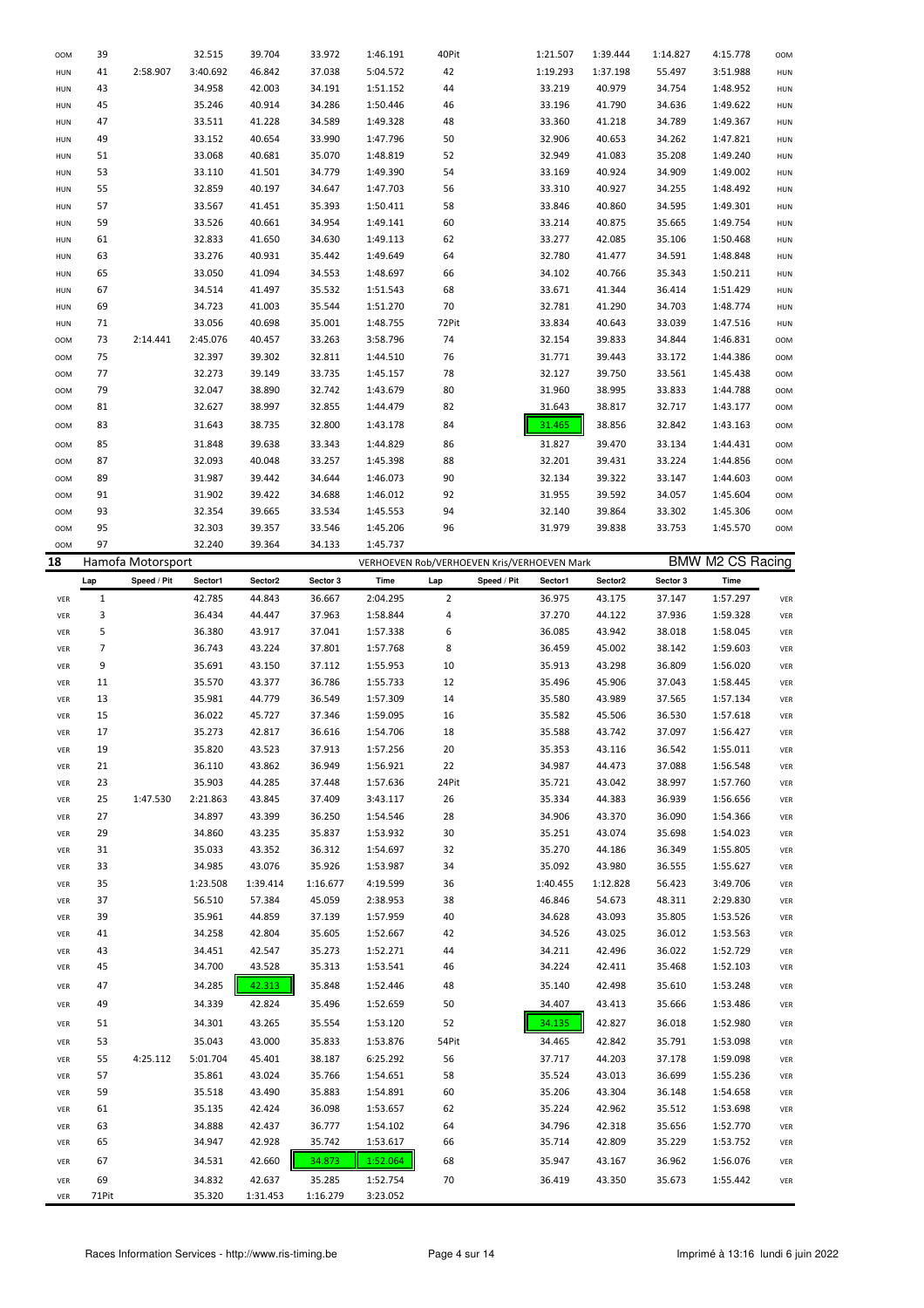| | Lap | Speed / Pit | Sector1 | Sector2 | Sector 3 | Time | Lap | Speed / Pit | Sector1 | Sector2 | Sector 3 | Time | |
|---|---|---|---|---|---|---|---|---|---|---|---|---|---|
| OOM | 39 | | 32.515 | 39.704 | 33.972 | 1:46.191 | 40Pit | | 1:21.507 | 1:39.444 | 1:14.827 | 4:15.778 | OOM |
| HUN | 41 | 2:58.907 | 3:40.692 | 46.842 | 37.038 | 5:04.572 | 42 | | 1:19.293 | 1:37.198 | 55.497 | 3:51.988 | HUN |
| HUN | 43 | | 34.958 | 42.003 | 34.191 | 1:51.152 | 44 | | 33.219 | 40.979 | 34.754 | 1:48.952 | HUN |
| HUN | 45 | | 35.246 | 40.914 | 34.286 | 1:50.446 | 46 | | 33.196 | 41.790 | 34.636 | 1:49.622 | HUN |
| HUN | 47 | | 33.511 | 41.228 | 34.589 | 1:49.328 | 48 | | 33.360 | 41.218 | 34.789 | 1:49.367 | HUN |
| HUN | 49 | | 33.152 | 40.654 | 33.990 | 1:47.796 | 50 | | 32.906 | 40.653 | 34.262 | 1:47.821 | HUN |
| HUN | 51 | | 33.068 | 40.681 | 35.070 | 1:48.819 | 52 | | 32.949 | 41.083 | 35.208 | 1:49.240 | HUN |
| HUN | 53 | | 33.110 | 41.501 | 34.779 | 1:49.390 | 54 | | 33.169 | 40.924 | 34.909 | 1:49.002 | HUN |
| HUN | 55 | | 32.859 | 40.197 | 34.647 | 1:47.703 | 56 | | 33.310 | 40.927 | 34.255 | 1:48.492 | HUN |
| HUN | 57 | | 33.567 | 41.451 | 35.393 | 1:50.411 | 58 | | 33.846 | 40.860 | 34.595 | 1:49.301 | HUN |
| HUN | 59 | | 33.526 | 40.661 | 34.954 | 1:49.141 | 60 | | 33.214 | 40.875 | 35.665 | 1:49.754 | HUN |
| HUN | 61 | | 32.833 | 41.650 | 34.630 | 1:49.113 | 62 | | 33.277 | 42.085 | 35.106 | 1:50.468 | HUN |
| HUN | 63 | | 33.276 | 40.931 | 35.442 | 1:49.649 | 64 | | 32.780 | 41.477 | 34.591 | 1:48.848 | HUN |
| HUN | 65 | | 33.050 | 41.094 | 34.553 | 1:48.697 | 66 | | 34.102 | 40.766 | 35.343 | 1:50.211 | HUN |
| HUN | 67 | | 34.514 | 41.497 | 35.532 | 1:51.543 | 68 | | 33.671 | 41.344 | 36.414 | 1:51.429 | HUN |
| HUN | 69 | | 34.723 | 41.003 | 35.544 | 1:51.270 | 70 | | 32.781 | 41.290 | 34.703 | 1:48.774 | HUN |
| HUN | 71 | | 33.056 | 40.698 | 35.001 | 1:48.755 | 72Pit | | 33.834 | 40.643 | 33.039 | 1:47.516 | HUN |
| OOM | 73 | 2:14.441 | 2:45.076 | 40.457 | 33.263 | 3:58.796 | 74 | | 32.154 | 39.833 | 34.844 | 1:46.831 | OOM |
| OOM | 75 | | 32.397 | 39.302 | 32.811 | 1:44.510 | 76 | | 31.771 | 39.443 | 33.172 | 1:44.386 | OOM |
| OOM | 77 | | 32.273 | 39.149 | 33.735 | 1:45.157 | 78 | | 32.127 | 39.750 | 33.561 | 1:45.438 | OOM |
| OOM | 79 | | 32.047 | 38.890 | 32.742 | 1:43.679 | 80 | | 31.960 | 38.995 | 33.833 | 1:44.788 | OOM |
| OOM | 81 | | 32.627 | 38.997 | 32.855 | 1:44.479 | 82 | | 31.643 | 38.817 | 32.717 | 1:43.177 | OOM |
| OOM | 83 | | 31.643 | 38.735 | 32.800 | 1:43.178 | 84 | | 31.465 | 38.856 | 32.842 | 1:43.163 | OOM |
| OOM | 85 | | 31.848 | 39.638 | 33.343 | 1:44.829 | 86 | | 31.827 | 39.470 | 33.134 | 1:44.431 | OOM |
| OOM | 87 | | 32.093 | 40.048 | 33.257 | 1:45.398 | 88 | | 32.201 | 39.431 | 33.224 | 1:44.856 | OOM |
| OOM | 89 | | 31.987 | 39.442 | 34.644 | 1:46.073 | 90 | | 32.134 | 39.322 | 33.147 | 1:44.603 | OOM |
| OOM | 91 | | 31.902 | 39.422 | 34.688 | 1:46.012 | 92 | | 31.955 | 39.592 | 34.057 | 1:45.604 | OOM |
| OOM | 93 | | 32.354 | 39.665 | 33.534 | 1:45.553 | 94 | | 32.140 | 39.864 | 33.302 | 1:45.306 | OOM |
| OOM | 95 | | 32.303 | 39.357 | 33.546 | 1:45.206 | 96 | | 31.979 | 39.838 | 33.753 | 1:45.570 | OOM |
| OOM | 97 | | 32.240 | 39.364 | 34.133 | 1:45.737 | | | | | | | |

## 18 Hamofa Motorsport — VERHOEVEN Rob/VERHOEVEN Kris/VERHOEVEN Mark — BMW M2 CS Racing

| | Lap | Speed / Pit | Sector1 | Sector2 | Sector 3 | Time | Lap | Speed / Pit | Sector1 | Sector2 | Sector 3 | Time | |
|---|---|---|---|---|---|---|---|---|---|---|---|---|---|
| VER | 1 | | 42.785 | 44.843 | 36.667 | 2:04.295 | 2 | | 36.975 | 43.175 | 37.147 | 1:57.297 | VER |
| VER | 3 | | 36.434 | 44.447 | 37.963 | 1:58.844 | 4 | | 37.270 | 44.122 | 37.936 | 1:59.328 | VER |
| VER | 5 | | 36.380 | 43.917 | 37.041 | 1:57.338 | 6 | | 36.085 | 43.942 | 38.018 | 1:58.045 | VER |
| VER | 7 | | 36.743 | 43.224 | 37.801 | 1:57.768 | 8 | | 36.459 | 45.002 | 38.142 | 1:59.603 | VER |
| VER | 9 | | 35.691 | 43.150 | 37.112 | 1:55.953 | 10 | | 35.913 | 43.298 | 36.809 | 1:56.020 | VER |
| VER | 11 | | 35.570 | 43.377 | 36.786 | 1:55.733 | 12 | | 35.496 | 45.906 | 37.043 | 1:58.445 | VER |
| VER | 13 | | 35.981 | 44.779 | 36.549 | 1:57.309 | 14 | | 35.580 | 43.989 | 37.565 | 1:57.134 | VER |
| VER | 15 | | 36.022 | 45.727 | 37.346 | 1:59.095 | 16 | | 35.582 | 45.506 | 36.530 | 1:57.618 | VER |
| VER | 17 | | 35.273 | 42.817 | 36.616 | 1:54.706 | 18 | | 35.588 | 43.742 | 37.097 | 1:56.427 | VER |
| VER | 19 | | 35.820 | 43.523 | 37.913 | 1:57.256 | 20 | | 35.353 | 43.116 | 36.542 | 1:55.011 | VER |
| VER | 21 | | 36.110 | 43.862 | 36.949 | 1:56.921 | 22 | | 34.987 | 44.473 | 37.088 | 1:56.548 | VER |
| VER | 23 | | 35.903 | 44.285 | 37.448 | 1:57.636 | 24Pit | | 35.721 | 43.042 | 38.997 | 1:57.760 | VER |
| VER | 25 | 1:47.530 | 2:21.863 | 43.845 | 37.409 | 3:43.117 | 26 | | 35.334 | 44.383 | 36.939 | 1:56.656 | VER |
| VER | 27 | | 34.897 | 43.399 | 36.250 | 1:54.546 | 28 | | 34.906 | 43.370 | 36.090 | 1:54.366 | VER |
| VER | 29 | | 34.860 | 43.235 | 35.837 | 1:53.932 | 30 | | 35.251 | 43.074 | 35.698 | 1:54.023 | VER |
| VER | 31 | | 35.033 | 43.352 | 36.312 | 1:54.697 | 32 | | 35.270 | 44.186 | 36.349 | 1:55.805 | VER |
| VER | 33 | | 34.985 | 43.076 | 35.926 | 1:53.987 | 34 | | 35.092 | 43.980 | 36.555 | 1:55.627 | VER |
| VER | 35 | | 1:23.508 | 1:39.414 | 1:16.677 | 4:19.599 | 36 | | 1:40.455 | 1:12.828 | 56.423 | 3:49.706 | VER |
| VER | 37 | | 56.510 | 57.384 | 45.059 | 2:38.953 | 38 | | 46.846 | 54.673 | 48.311 | 2:29.830 | VER |
| VER | 39 | | 35.961 | 44.859 | 37.139 | 1:57.959 | 40 | | 34.628 | 43.093 | 35.805 | 1:53.526 | VER |
| VER | 41 | | 34.258 | 42.804 | 35.605 | 1:52.667 | 42 | | 34.526 | 43.025 | 36.012 | 1:53.563 | VER |
| VER | 43 | | 34.451 | 42.547 | 35.273 | 1:52.271 | 44 | | 34.211 | 42.496 | 36.022 | 1:52.729 | VER |
| VER | 45 | | 34.700 | 43.528 | 35.313 | 1:53.541 | 46 | | 34.224 | 42.411 | 35.468 | 1:52.103 | VER |
| VER | 47 | | 34.285 | 42.313 | 35.848 | 1:52.446 | 48 | | 35.140 | 42.498 | 35.610 | 1:53.248 | VER |
| VER | 49 | | 34.339 | 42.824 | 35.496 | 1:52.659 | 50 | | 34.407 | 43.413 | 35.666 | 1:53.486 | VER |
| VER | 51 | | 34.301 | 43.265 | 35.554 | 1:53.120 | 52 | | 34.135 | 42.827 | 36.018 | 1:52.980 | VER |
| VER | 53 | | 35.043 | 43.000 | 35.833 | 1:53.876 | 54Pit | | 34.465 | 42.842 | 35.791 | 1:53.098 | VER |
| VER | 55 | 4:25.112 | 5:01.704 | 45.401 | 38.187 | 6:25.292 | 56 | | 37.717 | 44.203 | 37.178 | 1:59.098 | VER |
| VER | 57 | | 35.861 | 43.024 | 35.766 | 1:54.651 | 58 | | 35.524 | 43.013 | 36.699 | 1:55.236 | VER |
| VER | 59 | | 35.518 | 43.490 | 35.883 | 1:54.891 | 60 | | 35.206 | 43.304 | 36.148 | 1:54.658 | VER |
| VER | 61 | | 35.135 | 42.424 | 36.098 | 1:53.657 | 62 | | 35.224 | 42.962 | 35.512 | 1:53.698 | VER |
| VER | 63 | | 34.888 | 42.437 | 36.777 | 1:54.102 | 64 | | 34.796 | 42.318 | 35.656 | 1:52.770 | VER |
| VER | 65 | | 34.947 | 42.928 | 35.742 | 1:53.617 | 66 | | 35.714 | 42.809 | 35.229 | 1:53.752 | VER |
| VER | 67 | | 34.531 | 42.660 | 34.873 | 1:52.064 | 68 | | 35.947 | 43.167 | 36.962 | 1:56.076 | VER |
| VER | 69 | | 34.832 | 42.637 | 35.285 | 1:52.754 | 70 | | 36.419 | 43.350 | 35.673 | 1:55.442 | VER |
| VER | 71Pit | | 35.320 | 1:31.453 | 1:16.279 | 3:23.052 | | | | | | | |

Races Information Services - http://www.ris-timing.be — Imprimé à 13:16 lundi 6 juin 2022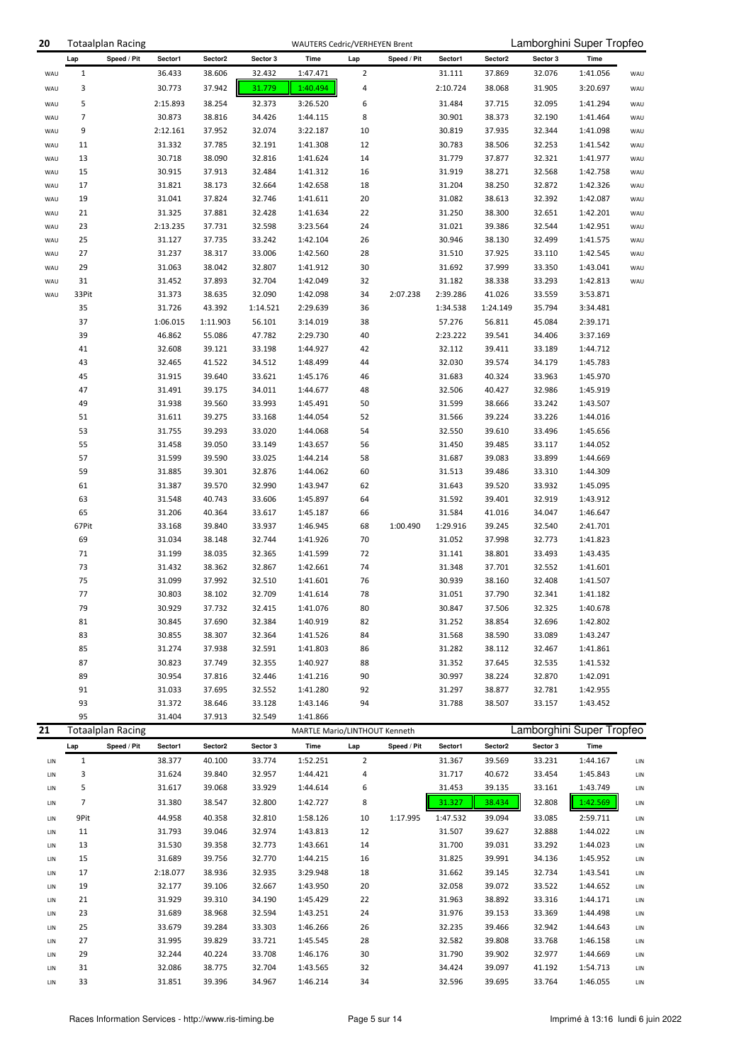## 20 Totaalplan Racing — WAUTERS Cedric/VERHEYEN Brent — Lamborghini Super Tropfeo

| | Lap | Speed / Pit | Sector1 | Sector2 | Sector 3 | Time | Lap | Speed / Pit | Sector1 | Sector2 | Sector 3 | Time | |
|---|---|---|---|---|---|---|---|---|---|---|---|---|---|
| WAU | 1 | | 36.433 | 38.606 | 32.432 | 1:47.471 | 2 | | 31.111 | 37.869 | 32.076 | 1:41.056 | WAU |
| WAU | 3 | | 30.773 | 37.942 | 31.779 | 1:40.494 | 4 | | 2:10.724 | 38.068 | 31.905 | 3:20.697 | WAU |
| WAU | 5 | | 2:15.893 | 38.254 | 32.373 | 3:26.520 | 6 | | 31.484 | 37.715 | 32.095 | 1:41.294 | WAU |
| WAU | 7 | | 30.873 | 38.816 | 34.426 | 1:44.115 | 8 | | 30.901 | 38.373 | 32.190 | 1:41.464 | WAU |
| WAU | 9 | | 2:12.161 | 37.952 | 32.074 | 3:22.187 | 10 | | 30.819 | 37.935 | 32.344 | 1:41.098 | WAU |
| WAU | 11 | | 31.332 | 37.785 | 32.191 | 1:41.308 | 12 | | 30.783 | 38.506 | 32.253 | 1:41.542 | WAU |
| WAU | 13 | | 30.718 | 38.090 | 32.816 | 1:41.624 | 14 | | 31.779 | 37.877 | 32.321 | 1:41.977 | WAU |
| WAU | 15 | | 30.915 | 37.913 | 32.484 | 1:41.312 | 16 | | 31.919 | 38.271 | 32.568 | 1:42.758 | WAU |
| WAU | 17 | | 31.821 | 38.173 | 32.664 | 1:42.658 | 18 | | 31.204 | 38.250 | 32.872 | 1:42.326 | WAU |
| WAU | 19 | | 31.041 | 37.824 | 32.746 | 1:41.611 | 20 | | 31.082 | 38.613 | 32.392 | 1:42.087 | WAU |
| WAU | 21 | | 31.325 | 37.881 | 32.428 | 1:41.634 | 22 | | 31.250 | 38.300 | 32.651 | 1:42.201 | WAU |
| WAU | 23 | | 2:13.235 | 37.731 | 32.598 | 3:23.564 | 24 | | 31.021 | 39.386 | 32.544 | 1:42.951 | WAU |
| WAU | 25 | | 31.127 | 37.735 | 33.242 | 1:42.104 | 26 | | 30.946 | 38.130 | 32.499 | 1:41.575 | WAU |
| WAU | 27 | | 31.237 | 38.317 | 33.006 | 1:42.560 | 28 | | 31.510 | 37.925 | 33.110 | 1:42.545 | WAU |
| WAU | 29 | | 31.063 | 38.042 | 32.807 | 1:41.912 | 30 | | 31.692 | 37.999 | 33.350 | 1:43.041 | WAU |
| WAU | 31 | | 31.452 | 37.893 | 32.704 | 1:42.049 | 32 | | 31.182 | 38.338 | 33.293 | 1:42.813 | WAU |
| WAU | 33Pit | | 31.373 | 38.635 | 32.090 | 1:42.098 | 34 | 2:07.238 | 2:39.286 | 41.026 | 33.559 | 3:53.871 | |
| | 35 | | 31.726 | 43.392 | 1:14.521 | 2:29.639 | 36 | | 1:34.538 | 1:24.149 | 35.794 | 3:34.481 | |
| | 37 | | 1:06.015 | 1:11.903 | 56.101 | 3:14.019 | 38 | | 57.276 | 56.811 | 45.084 | 2:39.171 | |
| | 39 | | 46.862 | 55.086 | 47.782 | 2:29.730 | 40 | | 2:23.222 | 39.541 | 34.406 | 3:37.169 | |
| | 41 | | 32.608 | 39.121 | 33.198 | 1:44.927 | 42 | | 32.112 | 39.411 | 33.189 | 1:44.712 | |
| | 43 | | 32.465 | 41.522 | 34.512 | 1:48.499 | 44 | | 32.030 | 39.574 | 34.179 | 1:45.783 | |
| | 45 | | 31.915 | 39.640 | 33.621 | 1:45.176 | 46 | | 31.683 | 40.324 | 33.963 | 1:45.970 | |
| | 47 | | 31.491 | 39.175 | 34.011 | 1:44.677 | 48 | | 32.506 | 40.427 | 32.986 | 1:45.919 | |
| | 49 | | 31.938 | 39.560 | 33.993 | 1:45.491 | 50 | | 31.599 | 38.666 | 33.242 | 1:43.507 | |
| | 51 | | 31.611 | 39.275 | 33.168 | 1:44.054 | 52 | | 31.566 | 39.224 | 33.226 | 1:44.016 | |
| | 53 | | 31.755 | 39.293 | 33.020 | 1:44.068 | 54 | | 32.550 | 39.610 | 33.496 | 1:45.656 | |
| | 55 | | 31.458 | 39.050 | 33.149 | 1:43.657 | 56 | | 31.450 | 39.485 | 33.117 | 1:44.052 | |
| | 57 | | 31.599 | 39.590 | 33.025 | 1:44.214 | 58 | | 31.687 | 39.083 | 33.899 | 1:44.669 | |
| | 59 | | 31.885 | 39.301 | 32.876 | 1:44.062 | 60 | | 31.513 | 39.486 | 33.310 | 1:44.309 | |
| | 61 | | 31.387 | 39.570 | 32.990 | 1:43.947 | 62 | | 31.643 | 39.520 | 33.932 | 1:45.095 | |
| | 63 | | 31.548 | 40.743 | 33.606 | 1:45.897 | 64 | | 31.592 | 39.401 | 32.919 | 1:43.912 | |
| | 65 | | 31.206 | 40.364 | 33.617 | 1:45.187 | 66 | | 31.584 | 41.016 | 34.047 | 1:46.647 | |
| | 67Pit | | 33.168 | 39.840 | 33.937 | 1:46.945 | 68 | 1:00.490 | 1:29.916 | 39.245 | 32.540 | 2:41.701 | |
| | 69 | | 31.034 | 38.148 | 32.744 | 1:41.926 | 70 | | 31.052 | 37.998 | 32.773 | 1:41.823 | |
| | 71 | | 31.199 | 38.035 | 32.365 | 1:41.599 | 72 | | 31.141 | 38.801 | 33.493 | 1:43.435 | |
| | 73 | | 31.432 | 38.362 | 32.867 | 1:42.661 | 74 | | 31.348 | 37.701 | 32.552 | 1:41.601 | |
| | 75 | | 31.099 | 37.992 | 32.510 | 1:41.601 | 76 | | 30.939 | 38.160 | 32.408 | 1:41.507 | |
| | 77 | | 30.803 | 38.102 | 32.709 | 1:41.614 | 78 | | 31.051 | 37.790 | 32.341 | 1:41.182 | |
| | 79 | | 30.929 | 37.732 | 32.415 | 1:41.076 | 80 | | 30.847 | 37.506 | 32.325 | 1:40.678 | |
| | 81 | | 30.845 | 37.690 | 32.384 | 1:40.919 | 82 | | 31.252 | 38.854 | 32.696 | 1:42.802 | |
| | 83 | | 30.855 | 38.307 | 32.364 | 1:41.526 | 84 | | 31.568 | 38.590 | 33.089 | 1:43.247 | |
| | 85 | | 31.274 | 37.938 | 32.591 | 1:41.803 | 86 | | 31.282 | 38.112 | 32.467 | 1:41.861 | |
| | 87 | | 30.823 | 37.749 | 32.355 | 1:40.927 | 88 | | 31.352 | 37.645 | 32.535 | 1:41.532 | |
| | 89 | | 30.954 | 37.816 | 32.446 | 1:41.216 | 90 | | 30.997 | 38.224 | 32.870 | 1:42.091 | |
| | 91 | | 31.033 | 37.695 | 32.552 | 1:41.280 | 92 | | 31.297 | 38.877 | 32.781 | 1:42.955 | |
| | 93 | | 31.372 | 38.646 | 33.128 | 1:43.146 | 94 | | 31.788 | 38.507 | 33.157 | 1:43.452 | |
| | 95 | | 31.404 | 37.913 | 32.549 | 1:41.866 | | | | | | | |

## 21 Totaalplan Racing — MARTLE Mario/LINTHOUT Kenneth — Lamborghini Super Tropfeo

| | Lap | Speed / Pit | Sector1 | Sector2 | Sector 3 | Time | Lap | Speed / Pit | Sector1 | Sector2 | Sector 3 | Time | |
|---|---|---|---|---|---|---|---|---|---|---|---|---|---|
| LIN | 1 | | 38.377 | 40.100 | 33.774 | 1:52.251 | 2 | | 31.367 | 39.569 | 33.231 | 1:44.167 | LIN |
| LIN | 3 | | 31.624 | 39.840 | 32.957 | 1:44.421 | 4 | | 31.717 | 40.672 | 33.454 | 1:45.843 | LIN |
| LIN | 5 | | 31.617 | 39.068 | 33.929 | 1:44.614 | 6 | | 31.453 | 39.135 | 33.161 | 1:43.749 | LIN |
| LIN | 7 | | 31.380 | 38.547 | 32.800 | 1:42.727 | 8 | | 31.327 | 38.434 | 32.808 | 1:42.569 | LIN |
| LIN | 9Pit | | 44.958 | 40.358 | 32.810 | 1:58.126 | 10 | 1:17.995 | 1:47.532 | 39.094 | 33.085 | 2:59.711 | LIN |
| LIN | 11 | | 31.793 | 39.046 | 32.974 | 1:43.813 | 12 | | 31.507 | 39.627 | 32.888 | 1:44.022 | LIN |
| LIN | 13 | | 31.530 | 39.358 | 32.773 | 1:43.661 | 14 | | 31.700 | 39.031 | 33.292 | 1:44.023 | LIN |
| LIN | 15 | | 31.689 | 39.756 | 32.770 | 1:44.215 | 16 | | 31.825 | 39.991 | 34.136 | 1:45.952 | LIN |
| LIN | 17 | | 2:18.077 | 38.936 | 32.935 | 3:29.948 | 18 | | 31.662 | 39.145 | 32.734 | 1:43.541 | LIN |
| LIN | 19 | | 32.177 | 39.106 | 32.667 | 1:43.950 | 20 | | 32.058 | 39.072 | 33.522 | 1:44.652 | LIN |
| LIN | 21 | | 31.929 | 39.310 | 34.190 | 1:45.429 | 22 | | 31.963 | 38.892 | 33.316 | 1:44.171 | LIN |
| LIN | 23 | | 31.689 | 38.968 | 32.594 | 1:43.251 | 24 | | 31.976 | 39.153 | 33.369 | 1:44.498 | LIN |
| LIN | 25 | | 33.679 | 39.284 | 33.303 | 1:46.266 | 26 | | 32.235 | 39.466 | 32.942 | 1:44.643 | LIN |
| LIN | 27 | | 31.995 | 39.829 | 33.721 | 1:45.545 | 28 | | 32.582 | 39.808 | 33.768 | 1:46.158 | LIN |
| LIN | 29 | | 32.244 | 40.224 | 33.708 | 1:46.176 | 30 | | 31.790 | 39.902 | 32.977 | 1:44.669 | LIN |
| LIN | 31 | | 32.086 | 38.775 | 32.704 | 1:43.565 | 32 | | 34.424 | 39.097 | 41.192 | 1:54.713 | LIN |
| LIN | 33 | | 31.851 | 39.396 | 34.967 | 1:46.214 | 34 | | 32.596 | 39.695 | 33.764 | 1:46.055 | LIN |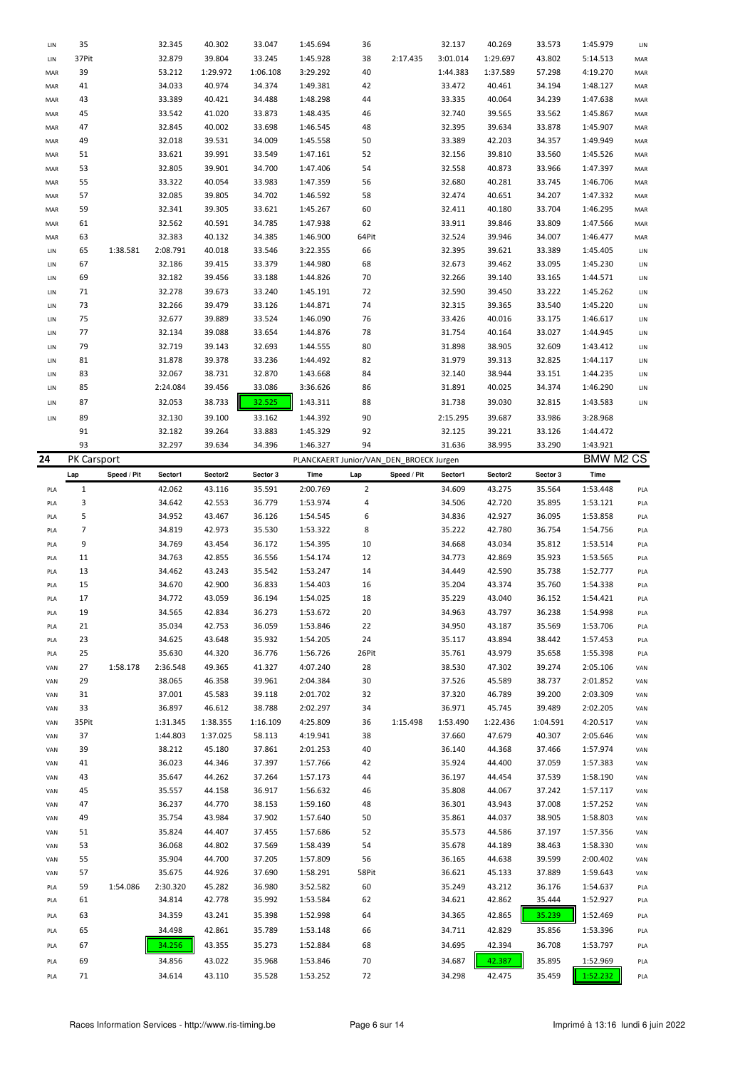| | Lap | Speed / Pit | Sector1 | Sector2 | Sector 3 | Time | Lap | Speed / Pit | Sector1 | Sector2 | Sector 3 | Time | |
|---|---|---|---|---|---|---|---|---|---|---|---|---|---|
| LIN | 35 | | 32.345 | 40.302 | 33.047 | 1:45.694 | 36 | | 32.137 | 40.269 | 33.573 | 1:45.979 | LIN |
| LIN | 37Pit | | 32.879 | 39.804 | 33.245 | 1:45.928 | 38 | 2:17.435 | 3:01.014 | 1:29.697 | 43.802 | 5:14.513 | MAR |
| MAR | 39 | | 53.212 | 1:29.972 | 1:06.108 | 3:29.292 | 40 | | 1:44.383 | 1:37.589 | 57.298 | 4:19.270 | MAR |
| MAR | 41 | | 34.033 | 40.974 | 34.374 | 1:49.381 | 42 | | 33.472 | 40.461 | 34.194 | 1:48.127 | MAR |
| MAR | 43 | | 33.389 | 40.421 | 34.488 | 1:48.298 | 44 | | 33.335 | 40.064 | 34.239 | 1:47.638 | MAR |
| MAR | 45 | | 33.542 | 41.020 | 33.873 | 1:48.435 | 46 | | 32.740 | 39.565 | 33.562 | 1:45.867 | MAR |
| MAR | 47 | | 32.845 | 40.002 | 33.698 | 1:46.545 | 48 | | 32.395 | 39.634 | 33.878 | 1:45.907 | MAR |
| MAR | 49 | | 32.018 | 39.531 | 34.009 | 1:45.558 | 50 | | 33.389 | 42.203 | 34.357 | 1:49.949 | MAR |
| MAR | 51 | | 33.621 | 39.991 | 33.549 | 1:47.161 | 52 | | 32.156 | 39.810 | 33.560 | 1:45.526 | MAR |
| MAR | 53 | | 32.805 | 39.901 | 34.700 | 1:47.406 | 54 | | 32.558 | 40.873 | 33.966 | 1:47.397 | MAR |
| MAR | 55 | | 33.322 | 40.054 | 33.983 | 1:47.359 | 56 | | 32.680 | 40.281 | 33.745 | 1:46.706 | MAR |
| MAR | 57 | | 32.085 | 39.805 | 34.702 | 1:46.592 | 58 | | 32.474 | 40.651 | 34.207 | 1:47.332 | MAR |
| MAR | 59 | | 32.341 | 39.305 | 33.621 | 1:45.267 | 60 | | 32.411 | 40.180 | 33.704 | 1:46.295 | MAR |
| MAR | 61 | | 32.562 | 40.591 | 34.785 | 1:47.938 | 62 | | 33.911 | 39.846 | 33.809 | 1:47.566 | MAR |
| MAR | 63 | | 32.383 | 40.132 | 34.385 | 1:46.900 | 64Pit | | 32.524 | 39.946 | 34.007 | 1:46.477 | MAR |
| LIN | 65 | 1:38.581 | 2:08.791 | 40.018 | 33.546 | 3:22.355 | 66 | | 32.395 | 39.621 | 33.389 | 1:45.405 | LIN |
| LIN | 67 | | 32.186 | 39.415 | 33.379 | 1:44.980 | 68 | | 32.673 | 39.462 | 33.095 | 1:45.230 | LIN |
| LIN | 69 | | 32.182 | 39.456 | 33.188 | 1:44.826 | 70 | | 32.266 | 39.140 | 33.165 | 1:44.571 | LIN |
| LIN | 71 | | 32.278 | 39.673 | 33.240 | 1:45.191 | 72 | | 32.590 | 39.450 | 33.222 | 1:45.262 | LIN |
| LIN | 73 | | 32.266 | 39.479 | 33.126 | 1:44.871 | 74 | | 32.315 | 39.365 | 33.540 | 1:45.220 | LIN |
| LIN | 75 | | 32.677 | 39.889 | 33.524 | 1:46.090 | 76 | | 33.426 | 40.016 | 33.175 | 1:46.617 | LIN |
| LIN | 77 | | 32.134 | 39.088 | 33.654 | 1:44.876 | 78 | | 31.754 | 40.164 | 33.027 | 1:44.945 | LIN |
| LIN | 79 | | 32.719 | 39.143 | 32.693 | 1:44.555 | 80 | | 31.898 | 38.905 | 32.609 | 1:43.412 | LIN |
| LIN | 81 | | 31.878 | 39.378 | 33.236 | 1:44.492 | 82 | | 31.979 | 39.313 | 32.825 | 1:44.117 | LIN |
| LIN | 83 | | 32.067 | 38.731 | 32.870 | 1:43.668 | 84 | | 32.140 | 38.944 | 33.151 | 1:44.235 | LIN |
| LIN | 85 | | 2:24.084 | 39.456 | 33.086 | 3:36.626 | 86 | | 31.891 | 40.025 | 34.374 | 1:46.290 | LIN |
| LIN | 87 | | 32.053 | 38.733 | 32.525 | 1:43.311 | 88 | | 31.738 | 39.030 | 32.815 | 1:43.583 | LIN |
| LIN | 89 | | 32.130 | 39.100 | 33.162 | 1:44.392 | 90 | | 2:15.295 | 39.687 | 33.986 | 3:28.968 | |
| | 91 | | 32.182 | 39.264 | 33.883 | 1:45.329 | 92 | | 32.125 | 39.221 | 33.126 | 1:44.472 | |
| | 93 | | 32.297 | 39.634 | 34.396 | 1:46.327 | 94 | | 31.636 | 38.995 | 33.290 | 1:43.921 | |

## 24 PK Carsport — PLANCKAERT Junior/VAN_DEN_BROECK Jurgen — BMW M2 CS

| | Lap | Speed / Pit | Sector1 | Sector2 | Sector 3 | Time | Lap | Speed / Pit | Sector1 | Sector2 | Sector 3 | Time | |
|---|---|---|---|---|---|---|---|---|---|---|---|---|---|
| PLA | 1 | | 42.062 | 43.116 | 35.591 | 2:00.769 | 2 | | 34.609 | 43.275 | 35.564 | 1:53.448 | PLA |
| PLA | 3 | | 34.642 | 42.553 | 36.779 | 1:53.974 | 4 | | 34.506 | 42.720 | 35.895 | 1:53.121 | PLA |
| PLA | 5 | | 34.952 | 43.467 | 36.126 | 1:54.545 | 6 | | 34.836 | 42.927 | 36.095 | 1:53.858 | PLA |
| PLA | 7 | | 34.819 | 42.973 | 35.530 | 1:53.322 | 8 | | 35.222 | 42.780 | 36.754 | 1:54.756 | PLA |
| PLA | 9 | | 34.769 | 43.454 | 36.172 | 1:54.395 | 10 | | 34.668 | 43.034 | 35.812 | 1:53.514 | PLA |
| PLA | 11 | | 34.763 | 42.855 | 36.556 | 1:54.174 | 12 | | 34.773 | 42.869 | 35.923 | 1:53.565 | PLA |
| PLA | 13 | | 34.462 | 43.243 | 35.542 | 1:53.247 | 14 | | 34.449 | 42.590 | 35.738 | 1:52.777 | PLA |
| PLA | 15 | | 34.670 | 42.900 | 36.833 | 1:54.403 | 16 | | 35.204 | 43.374 | 35.760 | 1:54.338 | PLA |
| PLA | 17 | | 34.772 | 43.059 | 36.194 | 1:54.025 | 18 | | 35.229 | 43.040 | 36.152 | 1:54.421 | PLA |
| PLA | 19 | | 34.565 | 42.834 | 36.273 | 1:53.672 | 20 | | 34.963 | 43.797 | 36.238 | 1:54.998 | PLA |
| PLA | 21 | | 35.034 | 42.753 | 36.059 | 1:53.846 | 22 | | 34.950 | 43.187 | 35.569 | 1:53.706 | PLA |
| PLA | 23 | | 34.625 | 43.648 | 35.932 | 1:54.205 | 24 | | 35.117 | 43.894 | 38.442 | 1:57.453 | PLA |
| PLA | 25 | | 35.630 | 44.320 | 36.776 | 1:56.726 | 26Pit | | 35.761 | 43.979 | 35.658 | 1:55.398 | PLA |
| VAN | 27 | 1:58.178 | 2:36.548 | 49.365 | 41.327 | 4:07.240 | 28 | | 38.530 | 47.302 | 39.274 | 2:05.106 | VAN |
| VAN | 29 | | 38.065 | 46.358 | 39.961 | 2:04.384 | 30 | | 37.526 | 45.589 | 38.737 | 2:01.852 | VAN |
| VAN | 31 | | 37.001 | 45.583 | 39.118 | 2:01.702 | 32 | | 37.320 | 46.789 | 39.200 | 2:03.309 | VAN |
| VAN | 33 | | 36.897 | 46.612 | 38.788 | 2:02.297 | 34 | | 36.971 | 45.745 | 39.489 | 2:02.205 | VAN |
| VAN | 35Pit | | 1:31.345 | 1:38.355 | 1:16.109 | 4:25.809 | 36 | 1:15.498 | 1:53.490 | 1:22.436 | 1:04.591 | 4:20.517 | VAN |
| VAN | 37 | | 1:44.803 | 1:37.025 | 58.113 | 4:19.941 | 38 | | 37.660 | 47.679 | 40.307 | 2:05.646 | VAN |
| VAN | 39 | | 38.212 | 45.180 | 37.861 | 2:01.253 | 40 | | 36.140 | 44.368 | 37.466 | 1:57.974 | VAN |
| VAN | 41 | | 36.023 | 44.346 | 37.397 | 1:57.766 | 42 | | 35.924 | 44.400 | 37.059 | 1:57.383 | VAN |
| VAN | 43 | | 35.647 | 44.262 | 37.264 | 1:57.173 | 44 | | 36.197 | 44.454 | 37.539 | 1:58.190 | VAN |
| VAN | 45 | | 35.557 | 44.158 | 36.917 | 1:56.632 | 46 | | 35.808 | 44.067 | 37.242 | 1:57.117 | VAN |
| VAN | 47 | | 36.237 | 44.770 | 38.153 | 1:59.160 | 48 | | 36.301 | 43.943 | 37.008 | 1:57.252 | VAN |
| VAN | 49 | | 35.754 | 43.984 | 37.902 | 1:57.640 | 50 | | 35.861 | 44.037 | 38.905 | 1:58.803 | VAN |
| VAN | 51 | | 35.824 | 44.407 | 37.455 | 1:57.686 | 52 | | 35.573 | 44.586 | 37.197 | 1:57.356 | VAN |
| VAN | 53 | | 36.068 | 44.802 | 37.569 | 1:58.439 | 54 | | 35.678 | 44.189 | 38.463 | 1:58.330 | VAN |
| VAN | 55 | | 35.904 | 44.700 | 37.205 | 1:57.809 | 56 | | 36.165 | 44.638 | 39.599 | 2:00.402 | VAN |
| VAN | 57 | | 35.675 | 44.926 | 37.690 | 1:58.291 | 58Pit | | 36.621 | 45.133 | 37.889 | 1:59.643 | VAN |
| PLA | 59 | 1:54.086 | 2:30.320 | 45.282 | 36.980 | 3:52.582 | 60 | | 35.249 | 43.212 | 36.176 | 1:54.637 | PLA |
| PLA | 61 | | 34.814 | 42.778 | 35.992 | 1:53.584 | 62 | | 34.621 | 42.862 | 35.444 | 1:52.927 | PLA |
| PLA | 63 | | 34.359 | 43.241 | 35.398 | 1:52.998 | 64 | | 34.365 | 42.865 | 35.239 | 1:52.469 | PLA |
| PLA | 65 | | 34.498 | 42.861 | 35.789 | 1:53.148 | 66 | | 34.711 | 42.829 | 35.856 | 1:53.396 | PLA |
| PLA | 67 | | 34.256 | 43.355 | 35.273 | 1:52.884 | 68 | | 34.695 | 42.394 | 36.708 | 1:53.797 | PLA |
| PLA | 69 | | 34.856 | 43.022 | 35.968 | 1:53.846 | 70 | | 34.687 | 42.387 | 35.895 | 1:52.969 | PLA |
| PLA | 71 | | 34.614 | 43.110 | 35.528 | 1:53.252 | 72 | | 34.298 | 42.475 | 35.459 | 1:52.232 | PLA |

Races Information Services - http://www.ris-timing.be — Imprimé à 13:16 lundi 6 juin 2022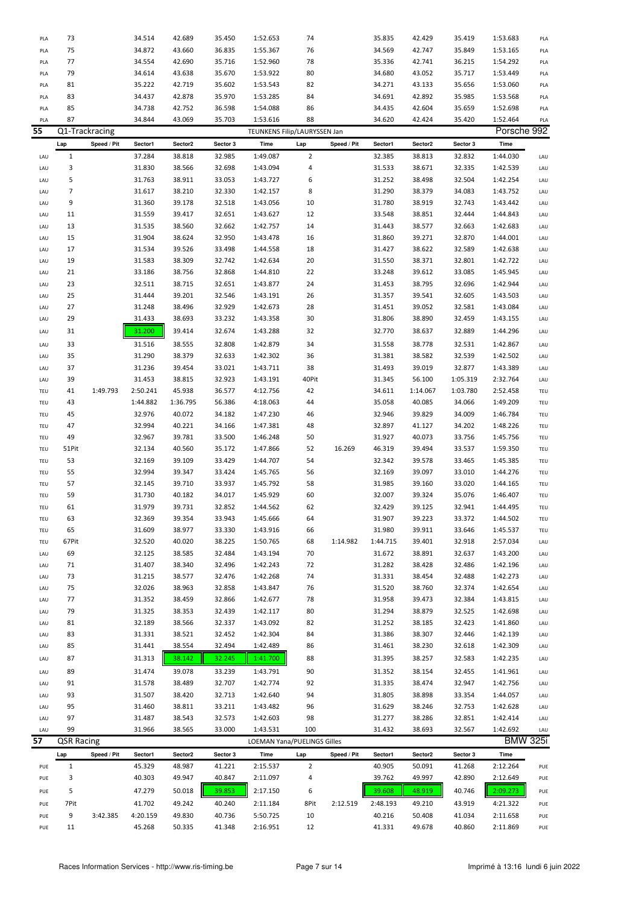| | Lap | Speed / Pit | Sector1 | Sector2 | Sector 3 | Time | Lap | Speed / Pit | Sector1 | Sector2 | Sector 3 | Time | |
|---|---|---|---|---|---|---|---|---|---|---|---|---|---|
| PLA | 73 | | 34.514 | 42.689 | 35.450 | 1:52.653 | 74 | | 35.835 | 42.429 | 35.419 | 1:53.683 | PLA |
| PLA | 75 | | 34.872 | 43.660 | 36.835 | 1:55.367 | 76 | | 34.569 | 42.747 | 35.849 | 1:53.165 | PLA |
| PLA | 77 | | 34.554 | 42.690 | 35.716 | 1:52.960 | 78 | | 35.336 | 42.741 | 36.215 | 1:54.292 | PLA |
| PLA | 79 | | 34.614 | 43.638 | 35.670 | 1:53.922 | 80 | | 34.680 | 43.052 | 35.717 | 1:53.449 | PLA |
| PLA | 81 | | 35.222 | 42.719 | 35.602 | 1:53.543 | 82 | | 34.271 | 43.133 | 35.656 | 1:53.060 | PLA |
| PLA | 83 | | 34.437 | 42.878 | 35.970 | 1:53.285 | 84 | | 34.691 | 42.892 | 35.985 | 1:53.568 | PLA |
| PLA | 85 | | 34.738 | 42.752 | 36.598 | 1:54.088 | 86 | | 34.435 | 42.604 | 35.659 | 1:52.698 | PLA |
| PLA | 87 | | 34.844 | 43.069 | 35.703 | 1:53.616 | 88 | | 34.620 | 42.424 | 35.420 | 1:52.464 | PLA |

## 55 Q1-Trackracing — TEUNKENS Filip/LAURYSSEN Jan — Porsche 992

| | Lap | Speed / Pit | Sector1 | Sector2 | Sector 3 | Time | Lap | Speed / Pit | Sector1 | Sector2 | Sector 3 | Time | |
|---|---|---|---|---|---|---|---|---|---|---|---|---|---|
| LAU | 1 | | 37.284 | 38.818 | 32.985 | 1:49.087 | 2 | | 32.385 | 38.813 | 32.832 | 1:44.030 | LAU |
| LAU | 3 | | 31.830 | 38.566 | 32.698 | 1:43.094 | 4 | | 31.533 | 38.671 | 32.335 | 1:42.539 | LAU |
| LAU | 5 | | 31.763 | 38.911 | 33.053 | 1:43.727 | 6 | | 31.252 | 38.498 | 32.504 | 1:42.254 | LAU |
| LAU | 7 | | 31.617 | 38.210 | 32.330 | 1:42.157 | 8 | | 31.290 | 38.379 | 34.083 | 1:43.752 | LAU |
| LAU | 9 | | 31.360 | 39.178 | 32.518 | 1:43.056 | 10 | | 31.780 | 38.919 | 32.743 | 1:43.442 | LAU |
| LAU | 11 | | 31.559 | 39.417 | 32.651 | 1:43.627 | 12 | | 33.548 | 38.851 | 32.444 | 1:44.843 | LAU |
| LAU | 13 | | 31.535 | 38.560 | 32.662 | 1:42.757 | 14 | | 31.443 | 38.577 | 32.663 | 1:42.683 | LAU |
| LAU | 15 | | 31.904 | 38.624 | 32.950 | 1:43.478 | 16 | | 31.860 | 39.271 | 32.870 | 1:44.001 | LAU |
| LAU | 17 | | 31.534 | 39.526 | 33.498 | 1:44.558 | 18 | | 31.427 | 38.622 | 32.589 | 1:42.638 | LAU |
| LAU | 19 | | 31.583 | 38.309 | 32.742 | 1:42.634 | 20 | | 31.550 | 38.371 | 32.801 | 1:42.722 | LAU |
| LAU | 21 | | 33.186 | 38.756 | 32.868 | 1:44.810 | 22 | | 33.248 | 39.612 | 33.085 | 1:45.945 | LAU |
| LAU | 23 | | 32.511 | 38.715 | 32.651 | 1:43.877 | 24 | | 31.453 | 38.795 | 32.696 | 1:42.944 | LAU |
| LAU | 25 | | 31.444 | 39.201 | 32.546 | 1:43.191 | 26 | | 31.357 | 39.541 | 32.605 | 1:43.503 | LAU |
| LAU | 27 | | 31.248 | 38.496 | 32.929 | 1:42.673 | 28 | | 31.451 | 39.052 | 32.581 | 1:43.084 | LAU |
| LAU | 29 | | 31.433 | 38.693 | 33.232 | 1:43.358 | 30 | | 31.806 | 38.890 | 32.459 | 1:43.155 | LAU |
| LAU | 31 | | 31.200 | 39.414 | 32.674 | 1:43.288 | 32 | | 32.770 | 38.637 | 32.889 | 1:44.296 | LAU |
| LAU | 33 | | 31.516 | 38.555 | 32.808 | 1:42.879 | 34 | | 31.558 | 38.778 | 32.531 | 1:42.867 | LAU |
| LAU | 35 | | 31.290 | 38.379 | 32.633 | 1:42.302 | 36 | | 31.381 | 38.582 | 32.539 | 1:42.502 | LAU |
| LAU | 37 | | 31.236 | 39.454 | 33.021 | 1:43.711 | 38 | | 31.493 | 39.019 | 32.877 | 1:43.389 | LAU |
| LAU | 39 | | 31.453 | 38.815 | 32.923 | 1:43.191 | 40Pit | | 31.345 | 56.100 | 1:05.319 | 2:32.764 | LAU |
| TEU | 41 | 1:49.793 | 2:50.241 | 45.938 | 36.577 | 4:12.756 | 42 | | 34.611 | 1:14.067 | 1:03.780 | 2:52.458 | TEU |
| TEU | 43 | | 1:44.882 | 1:36.795 | 56.386 | 4:18.063 | 44 | | 35.058 | 40.085 | 34.066 | 1:49.209 | TEU |
| TEU | 45 | | 32.976 | 40.072 | 34.182 | 1:47.230 | 46 | | 32.946 | 39.829 | 34.009 | 1:46.784 | TEU |
| TEU | 47 | | 32.994 | 40.221 | 34.166 | 1:47.381 | 48 | | 32.897 | 41.127 | 34.202 | 1:48.226 | TEU |
| TEU | 49 | | 32.967 | 39.781 | 33.500 | 1:46.248 | 50 | | 31.927 | 40.073 | 33.756 | 1:45.756 | TEU |
| TEU | 51Pit | | 32.134 | 40.560 | 35.172 | 1:47.866 | 52 | 16.269 | 46.319 | 39.494 | 33.537 | 1:59.350 | TEU |
| TEU | 53 | | 32.169 | 39.109 | 33.429 | 1:44.707 | 54 | | 32.342 | 39.578 | 33.465 | 1:45.385 | TEU |
| TEU | 55 | | 32.994 | 39.347 | 33.424 | 1:45.765 | 56 | | 32.169 | 39.097 | 33.010 | 1:44.276 | TEU |
| TEU | 57 | | 32.145 | 39.710 | 33.937 | 1:45.792 | 58 | | 31.985 | 39.160 | 33.020 | 1:44.165 | TEU |
| TEU | 59 | | 31.730 | 40.182 | 34.017 | 1:45.929 | 60 | | 32.007 | 39.324 | 35.076 | 1:46.407 | TEU |
| TEU | 61 | | 31.979 | 39.731 | 32.852 | 1:44.562 | 62 | | 32.429 | 39.125 | 32.941 | 1:44.495 | TEU |
| TEU | 63 | | 32.369 | 39.354 | 33.943 | 1:45.666 | 64 | | 31.907 | 39.223 | 33.372 | 1:44.502 | TEU |
| TEU | 65 | | 31.609 | 38.977 | 33.330 | 1:43.916 | 66 | | 31.980 | 39.911 | 33.646 | 1:45.537 | TEU |
| TEU | 67Pit | | 32.520 | 40.020 | 38.225 | 1:50.765 | 68 | 1:14.982 | 1:44.715 | 39.401 | 32.918 | 2:57.034 | LAU |
| LAU | 69 | | 32.125 | 38.585 | 32.484 | 1:43.194 | 70 | | 31.672 | 38.891 | 32.637 | 1:43.200 | LAU |
| LAU | 71 | | 31.407 | 38.340 | 32.496 | 1:42.243 | 72 | | 31.282 | 38.428 | 32.486 | 1:42.196 | LAU |
| LAU | 73 | | 31.215 | 38.577 | 32.476 | 1:42.268 | 74 | | 31.331 | 38.454 | 32.488 | 1:42.273 | LAU |
| LAU | 75 | | 32.026 | 38.963 | 32.858 | 1:43.847 | 76 | | 31.520 | 38.760 | 32.374 | 1:42.654 | LAU |
| LAU | 77 | | 31.352 | 38.459 | 32.866 | 1:42.677 | 78 | | 31.958 | 39.473 | 32.384 | 1:43.815 | LAU |
| LAU | 79 | | 31.325 | 38.353 | 32.439 | 1:42.117 | 80 | | 31.294 | 38.879 | 32.525 | 1:42.698 | LAU |
| LAU | 81 | | 32.189 | 38.566 | 32.337 | 1:43.092 | 82 | | 31.252 | 38.185 | 32.423 | 1:41.860 | LAU |
| LAU | 83 | | 31.331 | 38.521 | 32.452 | 1:42.304 | 84 | | 31.386 | 38.307 | 32.446 | 1:42.139 | LAU |
| LAU | 85 | | 31.441 | 38.554 | 32.494 | 1:42.489 | 86 | | 31.461 | 38.230 | 32.618 | 1:42.309 | LAU |
| LAU | 87 | | 31.313 | 38.142 | 32.245 | 1:41.700 | 88 | | 31.395 | 38.257 | 32.583 | 1:42.235 | LAU |
| LAU | 89 | | 31.474 | 39.078 | 33.239 | 1:43.791 | 90 | | 31.352 | 38.154 | 32.455 | 1:41.961 | LAU |
| LAU | 91 | | 31.578 | 38.489 | 32.707 | 1:42.774 | 92 | | 31.335 | 38.474 | 32.947 | 1:42.756 | LAU |
| LAU | 93 | | 31.507 | 38.420 | 32.713 | 1:42.640 | 94 | | 31.805 | 38.898 | 33.354 | 1:44.057 | LAU |
| LAU | 95 | | 31.460 | 38.811 | 33.211 | 1:43.482 | 96 | | 31.629 | 38.246 | 32.753 | 1:42.628 | LAU |
| LAU | 97 | | 31.487 | 38.543 | 32.573 | 1:42.603 | 98 | | 31.277 | 38.286 | 32.851 | 1:42.414 | LAU |
| LAU | 99 | | 31.966 | 38.565 | 33.000 | 1:43.531 | 100 | | 31.432 | 38.693 | 32.567 | 1:42.692 | LAU |

## 57 QSR Racing — LOEMAN Yana/PUELINGS Gilles — BMW 325i

| | Lap | Speed / Pit | Sector1 | Sector2 | Sector 3 | Time | Lap | Speed / Pit | Sector1 | Sector2 | Sector 3 | Time | |
|---|---|---|---|---|---|---|---|---|---|---|---|---|---|
| PUE | 1 | | 45.329 | 48.987 | 41.221 | 2:15.537 | 2 | | 40.905 | 50.091 | 41.268 | 2:12.264 | PUE |
| PUE | 3 | | 40.303 | 49.947 | 40.847 | 2:11.097 | 4 | | 39.762 | 49.997 | 42.890 | 2:12.649 | PUE |
| PUE | 5 | | 47.279 | 50.018 | 39.853 | 2:17.150 | 6 | | 39.608 | 48.919 | 40.746 | 2:09.273 | PUE |
| PUE | 7Pit | | 41.702 | 49.242 | 40.240 | 2:11.184 | 8Pit | 2:12.519 | 2:48.193 | 49.210 | 43.919 | 4:21.322 | PUE |
| PUE | 9 | 3:42.385 | 4:20.159 | 49.830 | 40.736 | 5:50.725 | 10 | | 40.216 | 50.408 | 41.034 | 2:11.658 | PUE |
| PUE | 11 | | 45.268 | 50.335 | 41.348 | 2:16.951 | 12 | | 41.331 | 49.678 | 40.860 | 2:11.869 | PUE |

Races Information Services - http://www.ris-timing.be — Imprimé à 13:16 lundi 6 juin 2022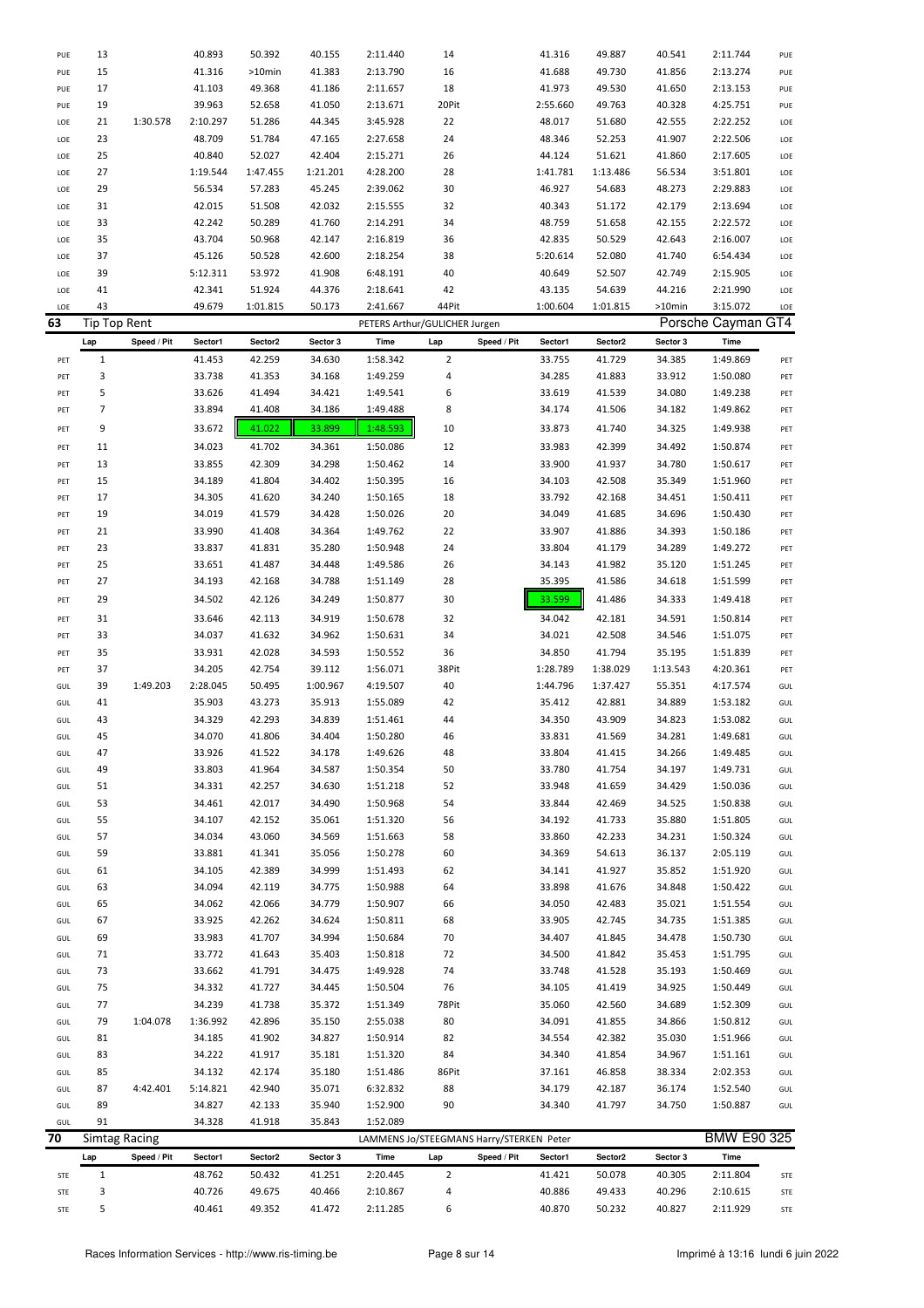| | Lap | Speed / Pit | Sector1 | Sector2 | Sector 3 | Time | Lap | Speed / Pit | Sector1 | Sector2 | Sector 3 | Time | |
|---|---|---|---|---|---|---|---|---|---|---|---|---|---|
| PUE | 13 | | 40.893 | 50.392 | 40.155 | 2:11.440 | 14 | | 41.316 | 49.887 | 40.541 | 2:11.744 | PUE |
| PUE | 15 | | 41.316 | >10min | 41.383 | 2:13.790 | 16 | | 41.688 | 49.730 | 41.856 | 2:13.274 | PUE |
| PUE | 17 | | 41.103 | 49.368 | 41.186 | 2:11.657 | 18 | | 41.973 | 49.530 | 41.650 | 2:13.153 | PUE |
| PUE | 19 | | 39.963 | 52.658 | 41.050 | 2:13.671 | 20Pit | | 2:55.660 | 49.763 | 40.328 | 4:25.751 | PUE |
| LOE | 21 | 1:30.578 | 2:10.297 | 51.286 | 44.345 | 3:45.928 | 22 | | 48.017 | 51.680 | 42.555 | 2:22.252 | LOE |
| LOE | 23 | | 48.709 | 51.784 | 47.165 | 2:27.658 | 24 | | 48.346 | 52.253 | 41.907 | 2:22.506 | LOE |
| LOE | 25 | | 40.840 | 52.027 | 42.404 | 2:15.271 | 26 | | 44.124 | 51.621 | 41.860 | 2:17.605 | LOE |
| LOE | 27 | | 1:19.544 | 1:47.455 | 1:21.201 | 4:28.200 | 28 | | 1:41.781 | 1:13.486 | 56.534 | 3:51.801 | LOE |
| LOE | 29 | | 56.534 | 57.283 | 45.245 | 2:39.062 | 30 | | 46.927 | 54.683 | 48.273 | 2:29.883 | LOE |
| LOE | 31 | | 42.015 | 51.508 | 42.032 | 2:15.555 | 32 | | 40.343 | 51.172 | 42.179 | 2:13.694 | LOE |
| LOE | 33 | | 42.242 | 50.289 | 41.760 | 2:14.291 | 34 | | 48.759 | 51.658 | 42.155 | 2:22.572 | LOE |
| LOE | 35 | | 43.704 | 50.968 | 42.147 | 2:16.819 | 36 | | 42.835 | 50.529 | 42.643 | 2:16.007 | LOE |
| LOE | 37 | | 45.126 | 50.528 | 42.600 | 2:18.254 | 38 | | 5:20.614 | 52.080 | 41.740 | 6:54.434 | LOE |
| LOE | 39 | | 5:12.311 | 53.972 | 41.908 | 6:48.191 | 40 | | 40.649 | 52.507 | 42.749 | 2:15.905 | LOE |
| LOE | 41 | | 42.341 | 51.924 | 44.376 | 2:18.641 | 42 | | 43.135 | 54.639 | 44.216 | 2:21.990 | LOE |
| LOE | 43 | | 49.679 | 1:01.815 | 50.173 | 2:41.667 | 44Pit | | 1:00.604 | 1:01.815 | >10min | 3:15.072 | LOE |

**63 Tip Top Rent** — PETERS Arthur/GULICHER Jurgen — Porsche Cayman GT4

| | Lap | Speed / Pit | Sector1 | Sector2 | Sector 3 | Time | Lap | Speed / Pit | Sector1 | Sector2 | Sector 3 | Time | |
|---|---|---|---|---|---|---|---|---|---|---|---|---|---|
| PET | 1 | | 41.453 | 42.259 | 34.630 | 1:58.342 | 2 | | 33.755 | 41.729 | 34.385 | 1:49.869 | PET |
| PET | 3 | | 33.738 | 41.353 | 34.168 | 1:49.259 | 4 | | 34.285 | 41.883 | 33.912 | 1:50.080 | PET |
| PET | 5 | | 33.626 | 41.494 | 34.421 | 1:49.541 | 6 | | 33.619 | 41.539 | 34.080 | 1:49.238 | PET |
| PET | 7 | | 33.894 | 41.408 | 34.186 | 1:49.488 | 8 | | 34.174 | 41.506 | 34.182 | 1:49.862 | PET |
| PET | 9 | | 33.672 | 41.022 | 33.899 | 1:48.593 | 10 | | 33.873 | 41.740 | 34.325 | 1:49.938 | PET |
| PET | 11 | | 34.023 | 41.702 | 34.361 | 1:50.086 | 12 | | 33.983 | 42.399 | 34.492 | 1:50.874 | PET |
| PET | 13 | | 33.855 | 42.309 | 34.298 | 1:50.462 | 14 | | 33.900 | 41.937 | 34.780 | 1:50.617 | PET |
| PET | 15 | | 34.189 | 41.804 | 34.402 | 1:50.395 | 16 | | 34.103 | 42.508 | 35.349 | 1:51.960 | PET |
| PET | 17 | | 34.305 | 41.620 | 34.240 | 1:50.165 | 18 | | 33.792 | 42.168 | 34.451 | 1:50.411 | PET |
| PET | 19 | | 34.019 | 41.579 | 34.428 | 1:50.026 | 20 | | 34.049 | 41.685 | 34.696 | 1:50.430 | PET |
| PET | 21 | | 33.990 | 41.408 | 34.364 | 1:49.762 | 22 | | 33.907 | 41.886 | 34.393 | 1:50.186 | PET |
| PET | 23 | | 33.837 | 41.831 | 35.280 | 1:50.948 | 24 | | 33.804 | 41.179 | 34.289 | 1:49.272 | PET |
| PET | 25 | | 33.651 | 41.487 | 34.448 | 1:49.586 | 26 | | 34.143 | 41.982 | 35.120 | 1:51.245 | PET |
| PET | 27 | | 34.193 | 42.168 | 34.788 | 1:51.149 | 28 | | 35.395 | 41.586 | 34.618 | 1:51.599 | PET |
| PET | 29 | | 34.502 | 42.126 | 34.249 | 1:50.877 | 30 | | 33.599 | 41.486 | 34.333 | 1:49.418 | PET |
| PET | 31 | | 33.646 | 42.113 | 34.919 | 1:50.678 | 32 | | 34.042 | 42.181 | 34.591 | 1:50.814 | PET |
| PET | 33 | | 34.037 | 41.632 | 34.962 | 1:50.631 | 34 | | 34.021 | 42.508 | 34.546 | 1:51.075 | PET |
| PET | 35 | | 33.931 | 42.028 | 34.593 | 1:50.552 | 36 | | 34.850 | 41.794 | 35.195 | 1:51.839 | PET |
| PET | 37 | | 34.205 | 42.754 | 39.112 | 1:56.071 | 38Pit | | 1:28.789 | 1:38.029 | 1:13.543 | 4:20.361 | PET |
| GUL | 39 | 1:49.203 | 2:28.045 | 50.495 | 1:00.967 | 4:19.507 | 40 | | 1:44.796 | 1:37.427 | 55.351 | 4:17.574 | GUL |
| GUL | 41 | | 35.903 | 43.273 | 35.913 | 1:55.089 | 42 | | 35.412 | 42.881 | 34.889 | 1:53.182 | GUL |
| GUL | 43 | | 34.329 | 42.293 | 34.839 | 1:51.461 | 44 | | 34.350 | 43.909 | 34.823 | 1:53.082 | GUL |
| GUL | 45 | | 34.070 | 41.806 | 34.404 | 1:50.280 | 46 | | 33.831 | 41.569 | 34.281 | 1:49.681 | GUL |
| GUL | 47 | | 33.926 | 41.522 | 34.178 | 1:49.626 | 48 | | 33.804 | 41.415 | 34.266 | 1:49.485 | GUL |
| GUL | 49 | | 33.803 | 41.964 | 34.587 | 1:50.354 | 50 | | 33.780 | 41.754 | 34.197 | 1:49.731 | GUL |
| GUL | 51 | | 34.331 | 42.257 | 34.630 | 1:51.218 | 52 | | 33.948 | 41.659 | 34.429 | 1:50.036 | GUL |
| GUL | 53 | | 34.461 | 42.017 | 34.490 | 1:50.968 | 54 | | 33.844 | 42.469 | 34.525 | 1:50.838 | GUL |
| GUL | 55 | | 34.107 | 42.152 | 35.061 | 1:51.320 | 56 | | 34.192 | 41.733 | 35.880 | 1:51.805 | GUL |
| GUL | 57 | | 34.034 | 43.060 | 34.569 | 1:51.663 | 58 | | 33.860 | 42.233 | 34.231 | 1:50.324 | GUL |
| GUL | 59 | | 33.881 | 41.341 | 35.056 | 1:50.278 | 60 | | 34.369 | 54.613 | 36.137 | 2:05.119 | GUL |
| GUL | 61 | | 34.105 | 42.389 | 34.999 | 1:51.493 | 62 | | 34.141 | 41.927 | 35.852 | 1:51.920 | GUL |
| GUL | 63 | | 34.094 | 42.119 | 34.775 | 1:50.988 | 64 | | 33.898 | 41.676 | 34.848 | 1:50.422 | GUL |
| GUL | 65 | | 34.062 | 42.066 | 34.779 | 1:50.907 | 66 | | 34.050 | 42.483 | 35.021 | 1:51.554 | GUL |
| GUL | 67 | | 33.925 | 42.262 | 34.624 | 1:50.811 | 68 | | 33.905 | 42.745 | 34.735 | 1:51.385 | GUL |
| GUL | 69 | | 33.983 | 41.707 | 34.994 | 1:50.684 | 70 | | 34.407 | 41.845 | 34.478 | 1:50.730 | GUL |
| GUL | 71 | | 33.772 | 41.643 | 35.403 | 1:50.818 | 72 | | 34.500 | 41.842 | 35.453 | 1:51.795 | GUL |
| GUL | 73 | | 33.662 | 41.791 | 34.475 | 1:49.928 | 74 | | 33.748 | 41.528 | 35.193 | 1:50.469 | GUL |
| GUL | 75 | | 34.332 | 41.727 | 34.445 | 1:50.504 | 76 | | 34.105 | 41.419 | 34.925 | 1:50.449 | GUL |
| GUL | 77 | | 34.239 | 41.738 | 35.372 | 1:51.349 | 78Pit | | 35.060 | 42.560 | 34.689 | 1:52.309 | GUL |
| GUL | 79 | 1:04.078 | 1:36.992 | 42.896 | 35.150 | 2:55.038 | 80 | | 34.091 | 41.855 | 34.866 | 1:50.812 | GUL |
| GUL | 81 | | 34.185 | 41.902 | 34.827 | 1:50.914 | 82 | | 34.554 | 42.382 | 35.030 | 1:51.966 | GUL |
| GUL | 83 | | 34.222 | 41.917 | 35.181 | 1:51.320 | 84 | | 34.340 | 41.854 | 34.967 | 1:51.161 | GUL |
| GUL | 85 | | 34.132 | 42.174 | 35.180 | 1:51.486 | 86Pit | | 37.161 | 46.858 | 38.334 | 2:02.353 | GUL |
| GUL | 87 | 4:42.401 | 5:14.821 | 42.940 | 35.071 | 6:32.832 | 88 | | 34.179 | 42.187 | 36.174 | 1:52.540 | GUL |
| GUL | 89 | | 34.827 | 42.133 | 35.940 | 1:52.900 | 90 | | 34.340 | 41.797 | 34.750 | 1:50.887 | GUL |
| GUL | 91 | | 34.328 | 41.918 | 35.843 | 1:52.089 | | | | | | | |

**70 Simtag Racing** — LAMMENS Jo/STEEGMANS Harry/STERKEN Peter — BMW E90 325

| | Lap | Speed / Pit | Sector1 | Sector2 | Sector 3 | Time | Lap | Speed / Pit | Sector1 | Sector2 | Sector 3 | Time | |
|---|---|---|---|---|---|---|---|---|---|---|---|---|---|
| STE | 1 | | 48.762 | 50.432 | 41.251 | 2:20.445 | 2 | | 41.421 | 50.078 | 40.305 | 2:11.804 | STE |
| STE | 3 | | 40.726 | 49.675 | 40.466 | 2:10.867 | 4 | | 40.886 | 49.433 | 40.296 | 2:10.615 | STE |
| STE | 5 | | 40.461 | 49.352 | 41.472 | 2:11.285 | 6 | | 40.870 | 50.232 | 40.827 | 2:11.929 | STE |

Races Information Services - http://www.ris-timing.be — Imprimé à 13:16 lundi 6 juin 2022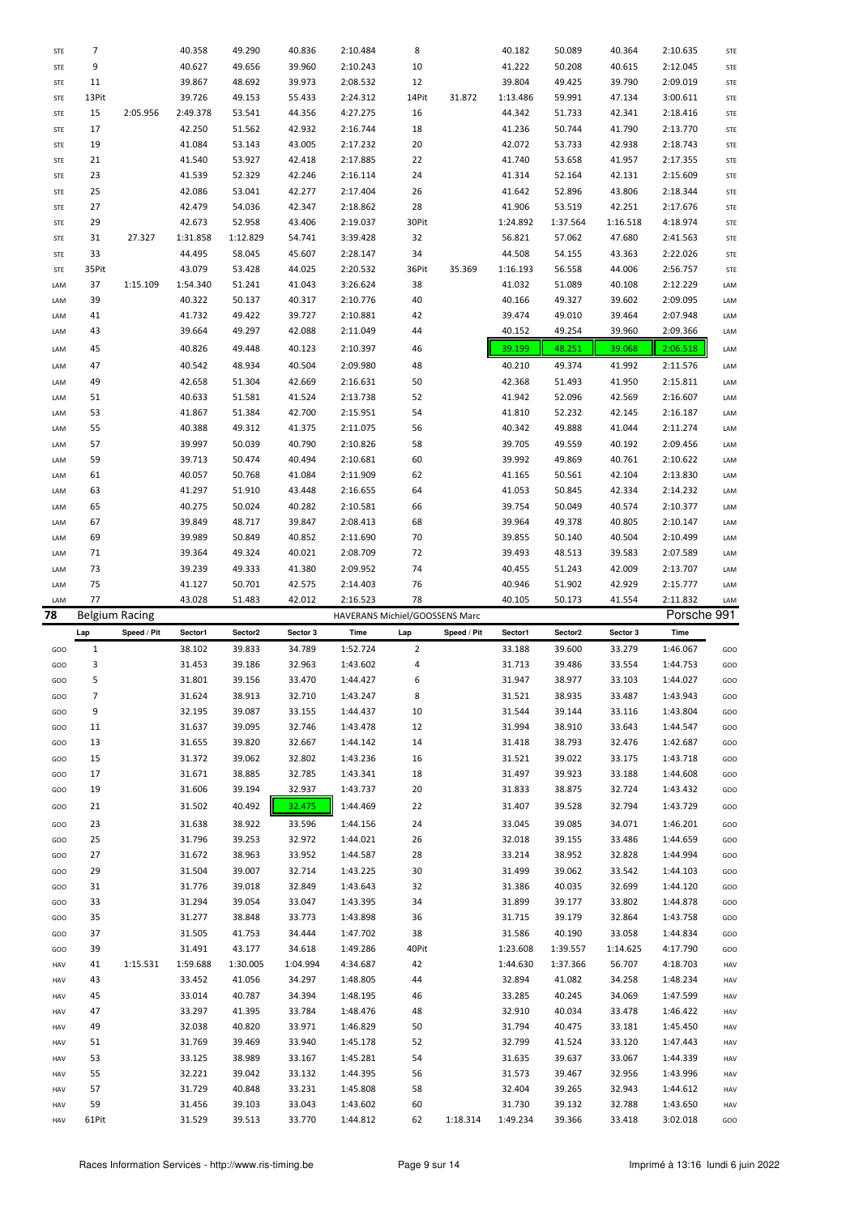| | Lap | Speed / Pit | Sector1 | Sector2 | Sector 3 | Time | Lap | Speed / Pit | Sector1 | Sector2 | Sector 3 | Time | |
|---|---|---|---|---|---|---|---|---|---|---|---|---|---|
| STE | 7 | | 40.358 | 49.290 | 40.836 | 2:10.484 | 8 | | 40.182 | 50.089 | 40.364 | 2:10.635 | STE |
| STE | 9 | | 40.627 | 49.656 | 39.960 | 2:10.243 | 10 | | 41.222 | 50.208 | 40.615 | 2:12.045 | STE |
| STE | 11 | | 39.867 | 48.692 | 39.973 | 2:08.532 | 12 | | 39.804 | 49.425 | 39.790 | 2:09.019 | STE |
| STE | 13Pit | | 39.726 | 49.153 | 55.433 | 2:24.312 | 14Pit | 31.872 | 1:13.486 | 59.991 | 47.134 | 3:00.611 | STE |
| STE | 15 | 2:05.956 | 2:49.378 | 53.541 | 44.356 | 4:27.275 | 16 | | 44.342 | 51.733 | 42.341 | 2:18.416 | STE |
| STE | 17 | | 42.250 | 51.562 | 42.932 | 2:16.744 | 18 | | 41.236 | 50.744 | 41.790 | 2:13.770 | STE |
| STE | 19 | | 41.084 | 53.143 | 43.005 | 2:17.232 | 20 | | 42.072 | 53.733 | 42.938 | 2:18.743 | STE |
| STE | 21 | | 41.540 | 53.927 | 42.418 | 2:17.885 | 22 | | 41.740 | 53.658 | 41.957 | 2:17.355 | STE |
| STE | 23 | | 41.539 | 52.329 | 42.246 | 2:16.114 | 24 | | 41.314 | 52.164 | 42.131 | 2:15.609 | STE |
| STE | 25 | | 42.086 | 53.041 | 42.277 | 2:17.404 | 26 | | 41.642 | 52.896 | 43.806 | 2:18.344 | STE |
| STE | 27 | | 42.479 | 54.036 | 42.347 | 2:18.862 | 28 | | 41.906 | 53.519 | 42.251 | 2:17.676 | STE |
| STE | 29 | | 42.673 | 52.958 | 43.406 | 2:19.037 | 30Pit | | 1:24.892 | 1:37.564 | 1:16.518 | 4:18.974 | STE |
| STE | 31 | 27.327 | 1:31.858 | 1:12.829 | 54.741 | 3:39.428 | 32 | | 56.821 | 57.062 | 47.680 | 2:41.563 | STE |
| STE | 33 | | 44.495 | 58.045 | 45.607 | 2:28.147 | 34 | | 44.508 | 54.155 | 43.363 | 2:22.026 | STE |
| STE | 35Pit | | 43.079 | 53.428 | 44.025 | 2:20.532 | 36Pit | 35.369 | 1:16.193 | 56.558 | 44.006 | 2:56.757 | STE |
| LAM | 37 | 1:15.109 | 1:54.340 | 51.241 | 41.043 | 3:26.624 | 38 | | 41.032 | 51.089 | 40.108 | 2:12.229 | LAM |
| LAM | 39 | | 40.322 | 50.137 | 40.317 | 2:10.776 | 40 | | 40.166 | 49.327 | 39.602 | 2:09.095 | LAM |
| LAM | 41 | | 41.732 | 49.422 | 39.727 | 2:10.881 | 42 | | 39.474 | 49.010 | 39.464 | 2:07.948 | LAM |
| LAM | 43 | | 39.664 | 49.297 | 42.088 | 2:11.049 | 44 | | 40.152 | 49.254 | 39.960 | 2:09.366 | LAM |
| LAM | 45 | | 40.826 | 49.448 | 40.123 | 2:10.397 | 46 | | 39.199 | 48.251 | 39.068 | 2:06.518 | LAM |
| LAM | 47 | | 40.542 | 48.934 | 40.504 | 2:09.980 | 48 | | 40.210 | 49.374 | 41.992 | 2:11.576 | LAM |
| LAM | 49 | | 42.658 | 51.304 | 42.669 | 2:16.631 | 50 | | 42.368 | 51.493 | 41.950 | 2:15.811 | LAM |
| LAM | 51 | | 40.633 | 51.581 | 41.524 | 2:13.738 | 52 | | 41.942 | 52.096 | 42.569 | 2:16.607 | LAM |
| LAM | 53 | | 41.867 | 51.384 | 42.700 | 2:15.951 | 54 | | 41.810 | 52.232 | 42.145 | 2:16.187 | LAM |
| LAM | 55 | | 40.388 | 49.312 | 41.375 | 2:11.075 | 56 | | 40.342 | 49.888 | 41.044 | 2:11.274 | LAM |
| LAM | 57 | | 39.997 | 50.039 | 40.790 | 2:10.826 | 58 | | 39.705 | 49.559 | 40.192 | 2:09.456 | LAM |
| LAM | 59 | | 39.713 | 50.474 | 40.494 | 2:10.681 | 60 | | 39.992 | 49.869 | 40.761 | 2:10.622 | LAM |
| LAM | 61 | | 40.057 | 50.768 | 41.084 | 2:11.909 | 62 | | 41.165 | 50.561 | 42.104 | 2:13.830 | LAM |
| LAM | 63 | | 41.297 | 51.910 | 43.448 | 2:16.655 | 64 | | 41.053 | 50.845 | 42.334 | 2:14.232 | LAM |
| LAM | 65 | | 40.275 | 50.024 | 40.282 | 2:10.581 | 66 | | 39.754 | 50.049 | 40.574 | 2:10.377 | LAM |
| LAM | 67 | | 39.849 | 48.717 | 39.847 | 2:08.413 | 68 | | 39.964 | 49.378 | 40.805 | 2:10.147 | LAM |
| LAM | 69 | | 39.989 | 50.849 | 40.852 | 2:11.690 | 70 | | 39.855 | 50.140 | 40.504 | 2:10.499 | LAM |
| LAM | 71 | | 39.364 | 49.324 | 40.021 | 2:08.709 | 72 | | 39.493 | 48.513 | 39.583 | 2:07.589 | LAM |
| LAM | 73 | | 39.239 | 49.333 | 41.380 | 2:09.952 | 74 | | 40.455 | 51.243 | 42.009 | 2:13.707 | LAM |
| LAM | 75 | | 41.127 | 50.701 | 42.575 | 2:14.403 | 76 | | 40.946 | 51.902 | 42.929 | 2:15.777 | LAM |
| LAM | 77 | | 43.028 | 51.483 | 42.012 | 2:16.523 | 78 | | 40.105 | 50.173 | 41.554 | 2:11.832 | LAM |

**78 Belgium Racing** — HAVERANS Michiel/GOOSSENS Marc — Porsche 991

| | Lap | Speed / Pit | Sector1 | Sector2 | Sector 3 | Time | Lap | Speed / Pit | Sector1 | Sector2 | Sector 3 | Time | |
|---|---|---|---|---|---|---|---|---|---|---|---|---|---|
| GOO | 1 | | 38.102 | 39.833 | 34.789 | 1:52.724 | 2 | | 33.188 | 39.600 | 33.279 | 1:46.067 | GOO |
| GOO | 3 | | 31.453 | 39.186 | 32.963 | 1:43.602 | 4 | | 31.713 | 39.486 | 33.554 | 1:44.753 | GOO |
| GOO | 5 | | 31.801 | 39.156 | 33.470 | 1:44.427 | 6 | | 31.947 | 38.977 | 33.103 | 1:44.027 | GOO |
| GOO | 7 | | 31.624 | 38.913 | 32.710 | 1:43.247 | 8 | | 31.521 | 38.935 | 33.487 | 1:43.943 | GOO |
| GOO | 9 | | 32.195 | 39.087 | 33.155 | 1:44.437 | 10 | | 31.544 | 39.144 | 33.116 | 1:43.804 | GOO |
| GOO | 11 | | 31.637 | 39.095 | 32.746 | 1:43.478 | 12 | | 31.994 | 38.910 | 33.643 | 1:44.547 | GOO |
| GOO | 13 | | 31.655 | 39.820 | 32.667 | 1:44.142 | 14 | | 31.418 | 38.793 | 32.476 | 1:42.687 | GOO |
| GOO | 15 | | 31.372 | 39.062 | 32.802 | 1:43.236 | 16 | | 31.521 | 39.022 | 33.175 | 1:43.718 | GOO |
| GOO | 17 | | 31.671 | 38.885 | 32.785 | 1:43.341 | 18 | | 31.497 | 39.923 | 33.188 | 1:44.608 | GOO |
| GOO | 19 | | 31.606 | 39.194 | 32.937 | 1:43.737 | 20 | | 31.833 | 38.875 | 32.724 | 1:43.432 | GOO |
| GOO | 21 | | 31.502 | 40.492 | 32.475 | 1:44.469 | 22 | | 31.407 | 39.528 | 32.794 | 1:43.729 | GOO |
| GOO | 23 | | 31.638 | 38.922 | 33.596 | 1:44.156 | 24 | | 33.045 | 39.085 | 34.071 | 1:46.201 | GOO |
| GOO | 25 | | 31.796 | 39.253 | 32.972 | 1:44.021 | 26 | | 32.018 | 39.155 | 33.486 | 1:44.659 | GOO |
| GOO | 27 | | 31.672 | 38.963 | 33.952 | 1:44.587 | 28 | | 33.214 | 38.952 | 32.828 | 1:44.994 | GOO |
| GOO | 29 | | 31.504 | 39.007 | 32.714 | 1:43.225 | 30 | | 31.499 | 39.062 | 33.542 | 1:44.103 | GOO |
| GOO | 31 | | 31.776 | 39.018 | 32.849 | 1:43.643 | 32 | | 31.386 | 40.035 | 32.699 | 1:44.120 | GOO |
| GOO | 33 | | 31.294 | 39.054 | 33.047 | 1:43.395 | 34 | | 31.899 | 39.177 | 33.802 | 1:44.878 | GOO |
| GOO | 35 | | 31.277 | 38.848 | 33.773 | 1:43.898 | 36 | | 31.715 | 39.179 | 32.864 | 1:43.758 | GOO |
| GOO | 37 | | 31.505 | 41.753 | 34.444 | 1:47.702 | 38 | | 31.586 | 40.190 | 33.058 | 1:44.834 | GOO |
| GOO | 39 | | 31.491 | 43.177 | 34.618 | 1:49.286 | 40Pit | | 1:23.608 | 1:39.557 | 1:14.625 | 4:17.790 | GOO |
| HAV | 41 | 1:15.531 | 1:59.688 | 1:30.005 | 1:04.994 | 4:34.687 | 42 | | 1:44.630 | 1:37.366 | 56.707 | 4:18.703 | HAV |
| HAV | 43 | | 33.452 | 41.056 | 34.297 | 1:48.805 | 44 | | 32.894 | 41.082 | 34.258 | 1:48.234 | HAV |
| HAV | 45 | | 33.014 | 40.787 | 34.394 | 1:48.195 | 46 | | 33.285 | 40.245 | 34.069 | 1:47.599 | HAV |
| HAV | 47 | | 33.297 | 41.395 | 33.784 | 1:48.476 | 48 | | 32.910 | 40.034 | 33.478 | 1:46.422 | HAV |
| HAV | 49 | | 32.038 | 40.820 | 33.971 | 1:46.829 | 50 | | 31.794 | 40.475 | 33.181 | 1:45.450 | HAV |
| HAV | 51 | | 31.769 | 39.469 | 33.940 | 1:45.178 | 52 | | 32.799 | 41.524 | 33.120 | 1:47.443 | HAV |
| HAV | 53 | | 33.125 | 38.989 | 33.167 | 1:45.281 | 54 | | 31.635 | 39.637 | 33.067 | 1:44.339 | HAV |
| HAV | 55 | | 32.221 | 39.042 | 33.132 | 1:44.395 | 56 | | 31.573 | 39.467 | 32.956 | 1:43.996 | HAV |
| HAV | 57 | | 31.729 | 40.848 | 33.231 | 1:45.808 | 58 | | 32.404 | 39.265 | 32.943 | 1:44.612 | HAV |
| HAV | 59 | | 31.456 | 39.103 | 33.043 | 1:43.602 | 60 | | 31.730 | 39.132 | 32.788 | 1:43.650 | HAV |
| HAV | 61Pit | | 31.529 | 39.513 | 33.770 | 1:44.812 | 62 | 1:18.314 | 1:49.234 | 39.366 | 33.418 | 3:02.018 | GOO |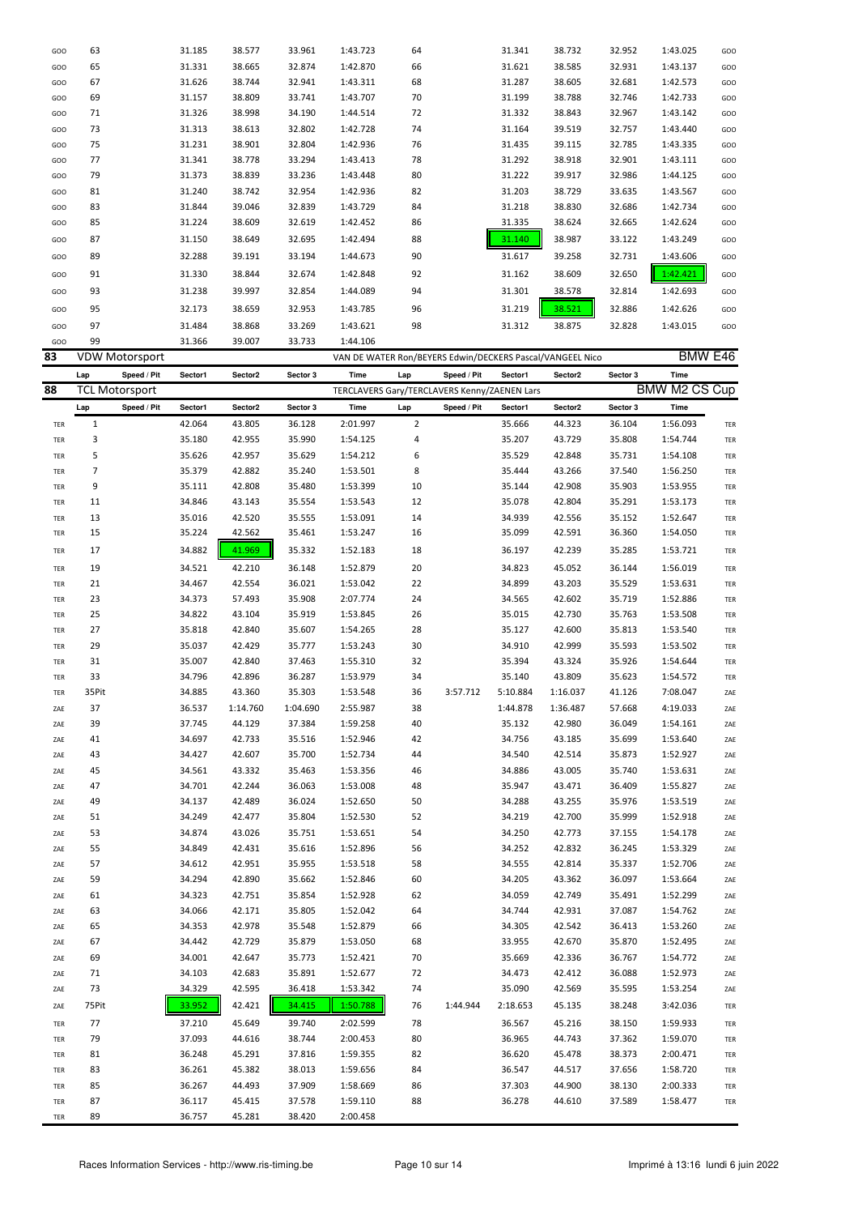| | Lap | Speed / Pit | Sector1 | Sector2 | Sector 3 | Time | Lap | Speed / Pit | Sector1 | Sector2 | Sector 3 | Time | |
|---|---|---|---|---|---|---|---|---|---|---|---|---|---|
| GOO | 63 | | 31.185 | 38.577 | 33.961 | 1:43.723 | 64 | | 31.341 | 38.732 | 32.952 | 1:43.025 | GOO |
| GOO | 65 | | 31.331 | 38.665 | 32.874 | 1:42.870 | 66 | | 31.621 | 38.585 | 32.931 | 1:43.137 | GOO |
| GOO | 67 | | 31.626 | 38.744 | 32.941 | 1:43.311 | 68 | | 31.287 | 38.605 | 32.681 | 1:42.573 | GOO |
| GOO | 69 | | 31.157 | 38.809 | 33.741 | 1:43.707 | 70 | | 31.199 | 38.788 | 32.746 | 1:42.733 | GOO |
| GOO | 71 | | 31.326 | 38.998 | 34.190 | 1:44.514 | 72 | | 31.332 | 38.843 | 32.967 | 1:43.142 | GOO |
| GOO | 73 | | 31.313 | 38.613 | 32.802 | 1:42.728 | 74 | | 31.164 | 39.519 | 32.757 | 1:43.440 | GOO |
| GOO | 75 | | 31.231 | 38.901 | 32.804 | 1:42.936 | 76 | | 31.435 | 39.115 | 32.785 | 1:43.335 | GOO |
| GOO | 77 | | 31.341 | 38.778 | 33.294 | 1:43.413 | 78 | | 31.292 | 38.918 | 32.901 | 1:43.111 | GOO |
| GOO | 79 | | 31.373 | 38.839 | 33.236 | 1:43.448 | 80 | | 31.222 | 39.917 | 32.986 | 1:44.125 | GOO |
| GOO | 81 | | 31.240 | 38.742 | 32.954 | 1:42.936 | 82 | | 31.203 | 38.729 | 33.635 | 1:43.567 | GOO |
| GOO | 83 | | 31.844 | 39.046 | 32.839 | 1:43.729 | 84 | | 31.218 | 38.830 | 32.686 | 1:42.734 | GOO |
| GOO | 85 | | 31.224 | 38.609 | 32.619 | 1:42.452 | 86 | | 31.335 | 38.624 | 32.665 | 1:42.624 | GOO |
| GOO | 87 | | 31.150 | 38.649 | 32.695 | 1:42.494 | 88 | | 31.140 | 38.987 | 33.122 | 1:43.249 | GOO |
| GOO | 89 | | 32.288 | 39.191 | 33.194 | 1:44.673 | 90 | | 31.617 | 39.258 | 32.731 | 1:43.606 | GOO |
| GOO | 91 | | 31.330 | 38.844 | 32.674 | 1:42.848 | 92 | | 31.162 | 38.609 | 32.650 | 1:42.421 | GOO |
| GOO | 93 | | 31.238 | 39.997 | 32.854 | 1:44.089 | 94 | | 31.301 | 38.578 | 32.814 | 1:42.693 | GOO |
| GOO | 95 | | 32.173 | 38.659 | 32.953 | 1:43.785 | 96 | | 31.219 | 38.521 | 32.886 | 1:42.626 | GOO |
| GOO | 97 | | 31.484 | 38.868 | 33.269 | 1:43.621 | 98 | | 31.312 | 38.875 | 32.828 | 1:43.015 | GOO |
| GOO | 99 | | 31.366 | 39.007 | 33.733 | 1:44.106 | | | | | | | |

## 83 VDW Motorsport — VAN DE WATER Ron/BEYERS Edwin/DECKERS Pascal/VANGEEL Nico — BMW E46

| Lap | Speed / Pit | Sector1 | Sector2 | Sector 3 | Time | Lap | Speed / Pit | Sector1 | Sector2 | Sector 3 | Time |
|---|---|---|---|---|---|---|---|---|---|---|---|

## 88 TCL Motorsport — TERCLAVERS Gary/TERCLAVERS Kenny/ZAENEN Lars — BMW M2 CS Cup

| | Lap | Speed / Pit | Sector1 | Sector2 | Sector 3 | Time | Lap | Speed / Pit | Sector1 | Sector2 | Sector 3 | Time | |
|---|---|---|---|---|---|---|---|---|---|---|---|---|---|
| TER | 1 | | 42.064 | 43.805 | 36.128 | 2:01.997 | 2 | | 35.666 | 44.323 | 36.104 | 1:56.093 | TER |
| TER | 3 | | 35.180 | 42.955 | 35.990 | 1:54.125 | 4 | | 35.207 | 43.729 | 35.808 | 1:54.744 | TER |
| TER | 5 | | 35.626 | 42.957 | 35.629 | 1:54.212 | 6 | | 35.529 | 42.848 | 35.731 | 1:54.108 | TER |
| TER | 7 | | 35.379 | 42.882 | 35.240 | 1:53.501 | 8 | | 35.444 | 43.266 | 37.540 | 1:56.250 | TER |
| TER | 9 | | 35.111 | 42.808 | 35.480 | 1:53.399 | 10 | | 35.144 | 42.908 | 35.903 | 1:53.955 | TER |
| TER | 11 | | 34.846 | 43.143 | 35.554 | 1:53.543 | 12 | | 35.078 | 42.804 | 35.291 | 1:53.173 | TER |
| TER | 13 | | 35.016 | 42.520 | 35.555 | 1:53.091 | 14 | | 34.939 | 42.556 | 35.152 | 1:52.647 | TER |
| TER | 15 | | 35.224 | 42.562 | 35.461 | 1:53.247 | 16 | | 35.099 | 42.591 | 36.360 | 1:54.050 | TER |
| TER | 17 | | 34.882 | 41.969 | 35.332 | 1:52.183 | 18 | | 36.197 | 42.239 | 35.285 | 1:53.721 | TER |
| TER | 19 | | 34.521 | 42.210 | 36.148 | 1:52.879 | 20 | | 34.823 | 45.052 | 36.144 | 1:56.019 | TER |
| TER | 21 | | 34.467 | 42.554 | 36.021 | 1:53.042 | 22 | | 34.899 | 43.203 | 35.529 | 1:53.631 | TER |
| TER | 23 | | 34.373 | 57.493 | 35.908 | 2:07.774 | 24 | | 34.565 | 42.602 | 35.719 | 1:52.886 | TER |
| TER | 25 | | 34.822 | 43.104 | 35.919 | 1:53.845 | 26 | | 35.015 | 42.730 | 35.763 | 1:53.508 | TER |
| TER | 27 | | 35.818 | 42.840 | 35.607 | 1:54.265 | 28 | | 35.127 | 42.600 | 35.813 | 1:53.540 | TER |
| TER | 29 | | 35.037 | 42.429 | 35.777 | 1:53.243 | 30 | | 34.910 | 42.999 | 35.593 | 1:53.502 | TER |
| TER | 31 | | 35.007 | 42.840 | 37.463 | 1:55.310 | 32 | | 35.394 | 43.324 | 35.926 | 1:54.644 | TER |
| TER | 33 | | 34.796 | 42.896 | 36.287 | 1:53.979 | 34 | | 35.140 | 43.809 | 35.623 | 1:54.572 | TER |
| TER | 35Pit | | 34.885 | 43.360 | 35.303 | 1:53.548 | 36 | 3:57.712 | 5:10.884 | 1:16.037 | 41.126 | 7:08.047 | ZAE |
| ZAE | 37 | | 36.537 | 1:14.760 | 1:04.690 | 2:55.987 | 38 | | 1:44.878 | 1:36.487 | 57.668 | 4:19.033 | ZAE |
| ZAE | 39 | | 37.745 | 44.129 | 37.384 | 1:59.258 | 40 | | 35.132 | 42.980 | 36.049 | 1:54.161 | ZAE |
| ZAE | 41 | | 34.697 | 42.733 | 35.516 | 1:52.946 | 42 | | 34.756 | 43.185 | 35.699 | 1:53.640 | ZAE |
| ZAE | 43 | | 34.427 | 42.607 | 35.700 | 1:52.734 | 44 | | 34.540 | 42.514 | 35.873 | 1:52.927 | ZAE |
| ZAE | 45 | | 34.561 | 43.332 | 35.463 | 1:53.356 | 46 | | 34.886 | 43.005 | 35.740 | 1:53.631 | ZAE |
| ZAE | 47 | | 34.701 | 42.244 | 36.063 | 1:53.008 | 48 | | 35.947 | 43.471 | 36.409 | 1:55.827 | ZAE |
| ZAE | 49 | | 34.137 | 42.489 | 36.024 | 1:52.650 | 50 | | 34.288 | 43.255 | 35.976 | 1:53.519 | ZAE |
| ZAE | 51 | | 34.249 | 42.477 | 35.804 | 1:52.530 | 52 | | 34.219 | 42.700 | 35.999 | 1:52.918 | ZAE |
| ZAE | 53 | | 34.874 | 43.026 | 35.751 | 1:53.651 | 54 | | 34.250 | 42.773 | 37.155 | 1:54.178 | ZAE |
| ZAE | 55 | | 34.849 | 42.431 | 35.616 | 1:52.896 | 56 | | 34.252 | 42.832 | 36.245 | 1:53.329 | ZAE |
| ZAE | 57 | | 34.612 | 42.951 | 35.955 | 1:53.518 | 58 | | 34.555 | 42.814 | 35.337 | 1:52.706 | ZAE |
| ZAE | 59 | | 34.294 | 42.890 | 35.662 | 1:52.846 | 60 | | 34.205 | 43.362 | 36.097 | 1:53.664 | ZAE |
| ZAE | 61 | | 34.323 | 42.751 | 35.854 | 1:52.928 | 62 | | 34.059 | 42.749 | 35.491 | 1:52.299 | ZAE |
| ZAE | 63 | | 34.066 | 42.171 | 35.805 | 1:52.042 | 64 | | 34.744 | 42.931 | 37.087 | 1:54.762 | ZAE |
| ZAE | 65 | | 34.353 | 42.978 | 35.548 | 1:52.879 | 66 | | 34.305 | 42.542 | 36.413 | 1:53.260 | ZAE |
| ZAE | 67 | | 34.442 | 42.729 | 35.879 | 1:53.050 | 68 | | 33.955 | 42.670 | 35.870 | 1:52.495 | ZAE |
| ZAE | 69 | | 34.001 | 42.647 | 35.773 | 1:52.421 | 70 | | 35.669 | 42.336 | 36.767 | 1:54.772 | ZAE |
| ZAE | 71 | | 34.103 | 42.683 | 35.891 | 1:52.677 | 72 | | 34.473 | 42.412 | 36.088 | 1:52.973 | ZAE |
| ZAE | 73 | | 34.329 | 42.595 | 36.418 | 1:53.342 | 74 | | 35.090 | 42.569 | 35.595 | 1:53.254 | ZAE |
| ZAE | 75Pit | | 33.952 | 42.421 | 34.415 | 1:50.788 | 76 | 1:44.944 | 2:18.653 | 45.135 | 38.248 | 3:42.036 | TER |
| TER | 77 | | 37.210 | 45.649 | 39.740 | 2:02.599 | 78 | | 36.567 | 45.216 | 38.150 | 1:59.933 | TER |
| TER | 79 | | 37.093 | 44.616 | 38.744 | 2:00.453 | 80 | | 36.965 | 44.743 | 37.362 | 1:59.070 | TER |
| TER | 81 | | 36.248 | 45.291 | 37.816 | 1:59.355 | 82 | | 36.620 | 45.478 | 38.373 | 2:00.471 | TER |
| TER | 83 | | 36.261 | 45.382 | 38.013 | 1:59.656 | 84 | | 36.547 | 44.517 | 37.656 | 1:58.720 | TER |
| TER | 85 | | 36.267 | 44.493 | 37.909 | 1:58.669 | 86 | | 37.303 | 44.900 | 38.130 | 2:00.333 | TER |
| TER | 87 | | 36.117 | 45.415 | 37.578 | 1:59.110 | 88 | | 36.278 | 44.610 | 37.589 | 1:58.477 | TER |
| TER | 89 | | 36.757 | 45.281 | 38.420 | 2:00.458 | | | | | | | |

Races Information Services - http://www.ris-timing.be — Imprimé à 13:16 lundi 6 juin 2022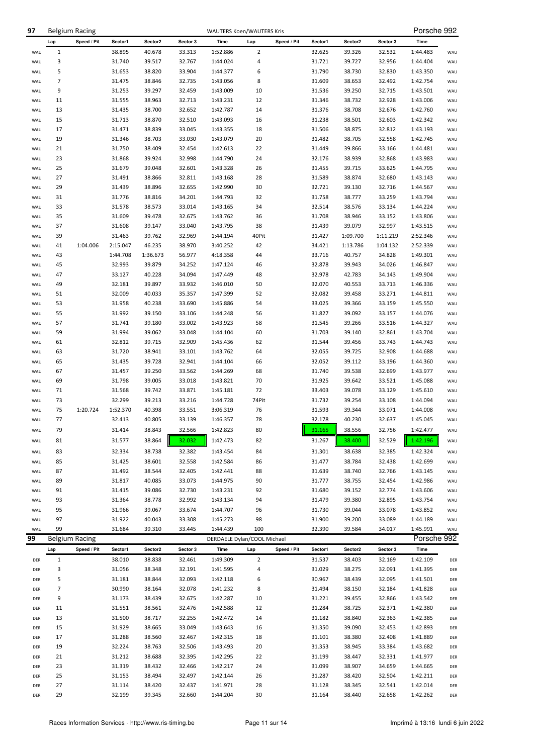## 97 Belgium Racing — WAUTERS Koen/WAUTERS Kris — Porsche 992

| | Lap | Speed / Pit | Sector1 | Sector2 | Sector 3 | Time | Lap | Speed / Pit | Sector1 | Sector2 | Sector 3 | Time | |
|---|---|---|---|---|---|---|---|---|---|---|---|---|---|
| WAU | 1 | | 38.895 | 40.678 | 33.313 | 1:52.886 | 2 | | 32.625 | 39.326 | 32.532 | 1:44.483 | WAU |
| WAU | 3 | | 31.740 | 39.517 | 32.767 | 1:44.024 | 4 | | 31.721 | 39.727 | 32.956 | 1:44.404 | WAU |
| WAU | 5 | | 31.653 | 38.820 | 33.904 | 1:44.377 | 6 | | 31.790 | 38.730 | 32.830 | 1:43.350 | WAU |
| WAU | 7 | | 31.475 | 38.846 | 32.735 | 1:43.056 | 8 | | 31.609 | 38.653 | 32.492 | 1:42.754 | WAU |
| WAU | 9 | | 31.253 | 39.297 | 32.459 | 1:43.009 | 10 | | 31.536 | 39.250 | 32.715 | 1:43.501 | WAU |
| WAU | 11 | | 31.555 | 38.963 | 32.713 | 1:43.231 | 12 | | 31.346 | 38.732 | 32.928 | 1:43.006 | WAU |
| WAU | 13 | | 31.435 | 38.700 | 32.652 | 1:42.787 | 14 | | 31.376 | 38.708 | 32.676 | 1:42.760 | WAU |
| WAU | 15 | | 31.713 | 38.870 | 32.510 | 1:43.093 | 16 | | 31.238 | 38.501 | 32.603 | 1:42.342 | WAU |
| WAU | 17 | | 31.471 | 38.839 | 33.045 | 1:43.355 | 18 | | 31.506 | 38.875 | 32.812 | 1:43.193 | WAU |
| WAU | 19 | | 31.346 | 38.703 | 33.030 | 1:43.079 | 20 | | 31.482 | 38.705 | 32.558 | 1:42.745 | WAU |
| WAU | 21 | | 31.750 | 38.409 | 32.454 | 1:42.613 | 22 | | 31.449 | 39.866 | 33.166 | 1:44.481 | WAU |
| WAU | 23 | | 31.868 | 39.924 | 32.998 | 1:44.790 | 24 | | 32.176 | 38.939 | 32.868 | 1:43.983 | WAU |
| WAU | 25 | | 31.679 | 39.048 | 32.601 | 1:43.328 | 26 | | 31.455 | 39.715 | 33.625 | 1:44.795 | WAU |
| WAU | 27 | | 31.491 | 38.866 | 32.811 | 1:43.168 | 28 | | 31.589 | 38.874 | 32.680 | 1:43.143 | WAU |
| WAU | 29 | | 31.439 | 38.896 | 32.655 | 1:42.990 | 30 | | 32.721 | 39.130 | 32.716 | 1:44.567 | WAU |
| WAU | 31 | | 31.776 | 38.816 | 34.201 | 1:44.793 | 32 | | 31.758 | 38.777 | 33.259 | 1:43.794 | WAU |
| WAU | 33 | | 31.578 | 38.573 | 33.014 | 1:43.165 | 34 | | 32.514 | 38.576 | 33.134 | 1:44.224 | WAU |
| WAU | 35 | | 31.609 | 39.478 | 32.675 | 1:43.762 | 36 | | 31.708 | 38.946 | 33.152 | 1:43.806 | WAU |
| WAU | 37 | | 31.608 | 39.147 | 33.040 | 1:43.795 | 38 | | 31.439 | 39.079 | 32.997 | 1:43.515 | WAU |
| WAU | 39 | | 31.463 | 39.762 | 32.969 | 1:44.194 | 40Pit | | 31.427 | 1:09.700 | 1:11.219 | 2:52.346 | WAU |
| WAU | 41 | 1:04.006 | 2:15.047 | 46.235 | 38.970 | 3:40.252 | 42 | | 34.421 | 1:13.786 | 1:04.132 | 2:52.339 | WAU |
| WAU | 43 | | 1:44.708 | 1:36.673 | 56.977 | 4:18.358 | 44 | | 33.716 | 40.757 | 34.828 | 1:49.301 | WAU |
| WAU | 45 | | 32.993 | 39.879 | 34.252 | 1:47.124 | 46 | | 32.878 | 39.943 | 34.026 | 1:46.847 | WAU |
| WAU | 47 | | 33.127 | 40.228 | 34.094 | 1:47.449 | 48 | | 32.978 | 42.783 | 34.143 | 1:49.904 | WAU |
| WAU | 49 | | 32.181 | 39.897 | 33.932 | 1:46.010 | 50 | | 32.070 | 40.553 | 33.713 | 1:46.336 | WAU |
| WAU | 51 | | 32.009 | 40.033 | 35.357 | 1:47.399 | 52 | | 32.082 | 39.458 | 33.271 | 1:44.811 | WAU |
| WAU | 53 | | 31.958 | 40.238 | 33.690 | 1:45.886 | 54 | | 33.025 | 39.366 | 33.159 | 1:45.550 | WAU |
| WAU | 55 | | 31.992 | 39.150 | 33.106 | 1:44.248 | 56 | | 31.827 | 39.092 | 33.157 | 1:44.076 | WAU |
| WAU | 57 | | 31.741 | 39.180 | 33.002 | 1:43.923 | 58 | | 31.545 | 39.266 | 33.516 | 1:44.327 | WAU |
| WAU | 59 | | 31.994 | 39.062 | 33.048 | 1:44.104 | 60 | | 31.703 | 39.140 | 32.861 | 1:43.704 | WAU |
| WAU | 61 | | 32.812 | 39.715 | 32.909 | 1:45.436 | 62 | | 31.544 | 39.456 | 33.743 | 1:44.743 | WAU |
| WAU | 63 | | 31.720 | 38.941 | 33.101 | 1:43.762 | 64 | | 32.055 | 39.725 | 32.908 | 1:44.688 | WAU |
| WAU | 65 | | 31.435 | 39.728 | 32.941 | 1:44.104 | 66 | | 32.052 | 39.112 | 33.196 | 1:44.360 | WAU |
| WAU | 67 | | 31.457 | 39.250 | 33.562 | 1:44.269 | 68 | | 31.740 | 39.538 | 32.699 | 1:43.977 | WAU |
| WAU | 69 | | 31.798 | 39.005 | 33.018 | 1:43.821 | 70 | | 31.925 | 39.642 | 33.521 | 1:45.088 | WAU |
| WAU | 71 | | 31.568 | 39.742 | 33.871 | 1:45.181 | 72 | | 33.403 | 39.078 | 33.129 | 1:45.610 | WAU |
| WAU | 73 | | 32.299 | 39.213 | 33.216 | 1:44.728 | 74Pit | | 31.732 | 39.254 | 33.108 | 1:44.094 | WAU |
| WAU | 75 | 1:20.724 | 1:52.370 | 40.398 | 33.551 | 3:06.319 | 76 | | 31.593 | 39.344 | 33.071 | 1:44.008 | WAU |
| WAU | 77 | | 32.413 | 40.805 | 33.139 | 1:46.357 | 78 | | 32.178 | 40.230 | 32.637 | 1:45.045 | WAU |
| WAU | 79 | | 31.414 | 38.843 | 32.566 | 1:42.823 | 80 | | 31.165 | 38.556 | 32.756 | 1:42.477 | WAU |
| WAU | 81 | | 31.577 | 38.864 | 32.032 | 1:42.473 | 82 | | 31.267 | 38.400 | 32.529 | 1:42.196 | WAU |
| WAU | 83 | | 32.334 | 38.738 | 32.382 | 1:43.454 | 84 | | 31.301 | 38.638 | 32.385 | 1:42.324 | WAU |
| WAU | 85 | | 31.425 | 38.601 | 32.558 | 1:42.584 | 86 | | 31.477 | 38.784 | 32.438 | 1:42.699 | WAU |
| WAU | 87 | | 31.492 | 38.544 | 32.405 | 1:42.441 | 88 | | 31.639 | 38.740 | 32.766 | 1:43.145 | WAU |
| WAU | 89 | | 31.817 | 40.085 | 33.073 | 1:44.975 | 90 | | 31.777 | 38.755 | 32.454 | 1:42.986 | WAU |
| WAU | 91 | | 31.415 | 39.086 | 32.730 | 1:43.231 | 92 | | 31.680 | 39.152 | 32.774 | 1:43.606 | WAU |
| WAU | 93 | | 31.364 | 38.778 | 32.992 | 1:43.134 | 94 | | 31.479 | 39.380 | 32.895 | 1:43.754 | WAU |
| WAU | 95 | | 31.966 | 39.067 | 33.674 | 1:44.707 | 96 | | 31.730 | 39.044 | 33.078 | 1:43.852 | WAU |
| WAU | 97 | | 31.922 | 40.043 | 33.308 | 1:45.273 | 98 | | 31.900 | 39.200 | 33.089 | 1:44.189 | WAU |
| WAU | 99 | | 31.684 | 39.310 | 33.445 | 1:44.439 | 100 | | 32.390 | 39.584 | 34.017 | 1:45.991 | WAU |

## 99 Belgium Racing — DERDAELE Dylan/COOL Michael — Porsche 992

| | Lap | Speed / Pit | Sector1 | Sector2 | Sector 3 | Time | Lap | Speed / Pit | Sector1 | Sector2 | Sector 3 | Time | |
|---|---|---|---|---|---|---|---|---|---|---|---|---|---|
| DER | 1 | | 38.010 | 38.838 | 32.461 | 1:49.309 | 2 | | 31.537 | 38.403 | 32.169 | 1:42.109 | DER |
| DER | 3 | | 31.056 | 38.348 | 32.191 | 1:41.595 | 4 | | 31.029 | 38.275 | 32.091 | 1:41.395 | DER |
| DER | 5 | | 31.181 | 38.844 | 32.093 | 1:42.118 | 6 | | 30.967 | 38.439 | 32.095 | 1:41.501 | DER |
| DER | 7 | | 30.990 | 38.164 | 32.078 | 1:41.232 | 8 | | 31.494 | 38.150 | 32.184 | 1:41.828 | DER |
| DER | 9 | | 31.173 | 38.439 | 32.675 | 1:42.287 | 10 | | 31.221 | 39.455 | 32.866 | 1:43.542 | DER |
| DER | 11 | | 31.551 | 38.561 | 32.476 | 1:42.588 | 12 | | 31.284 | 38.725 | 32.371 | 1:42.380 | DER |
| DER | 13 | | 31.500 | 38.717 | 32.255 | 1:42.472 | 14 | | 31.182 | 38.840 | 32.363 | 1:42.385 | DER |
| DER | 15 | | 31.929 | 38.665 | 33.049 | 1:43.643 | 16 | | 31.350 | 39.090 | 32.453 | 1:42.893 | DER |
| DER | 17 | | 31.288 | 38.560 | 32.467 | 1:42.315 | 18 | | 31.101 | 38.380 | 32.408 | 1:41.889 | DER |
| DER | 19 | | 32.224 | 38.763 | 32.506 | 1:43.493 | 20 | | 31.353 | 38.945 | 33.384 | 1:43.682 | DER |
| DER | 21 | | 31.212 | 38.688 | 32.395 | 1:42.295 | 22 | | 31.199 | 38.447 | 32.331 | 1:41.977 | DER |
| DER | 23 | | 31.319 | 38.432 | 32.466 | 1:42.217 | 24 | | 31.099 | 38.907 | 34.659 | 1:44.665 | DER |
| DER | 25 | | 31.153 | 38.494 | 32.497 | 1:42.144 | 26 | | 31.287 | 38.420 | 32.504 | 1:42.211 | DER |
| DER | 27 | | 31.114 | 38.420 | 32.437 | 1:41.971 | 28 | | 31.128 | 38.345 | 32.541 | 1:42.014 | DER |
| DER | 29 | | 32.199 | 39.345 | 32.660 | 1:44.204 | 30 | | 31.164 | 38.440 | 32.658 | 1:42.262 | DER |

Races Information Services - http://www.ris-timing.be — Imprimé à 13:16 lundi 6 juin 2022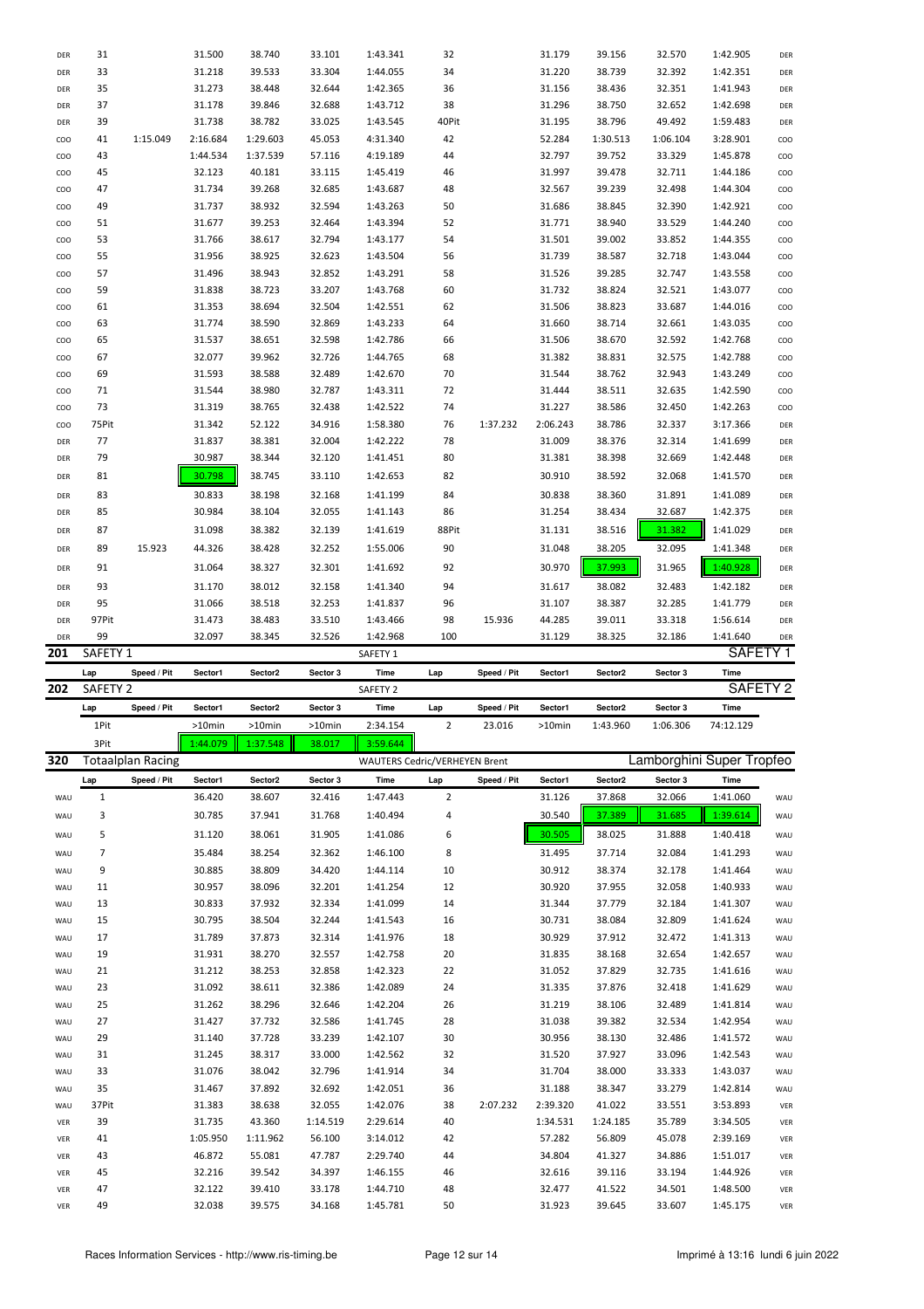| | Lap | Speed / Pit | Sector1 | Sector2 | Sector 3 | Time | Lap | Speed / Pit | Sector1 | Sector2 | Sector 3 | Time | |
|---|---|---|---|---|---|---|---|---|---|---|---|---|---|
| DER | 31 | | 31.500 | 38.740 | 33.101 | 1:43.341 | 32 | | 31.179 | 39.156 | 32.570 | 1:42.905 | DER |
| DER | 33 | | 31.218 | 39.533 | 33.304 | 1:44.055 | 34 | | 31.220 | 38.739 | 32.392 | 1:42.351 | DER |
| DER | 35 | | 31.273 | 38.448 | 32.644 | 1:42.365 | 36 | | 31.156 | 38.436 | 32.351 | 1:41.943 | DER |
| DER | 37 | | 31.178 | 39.846 | 32.688 | 1:43.712 | 38 | | 31.296 | 38.750 | 32.652 | 1:42.698 | DER |
| DER | 39 | | 31.738 | 38.782 | 33.025 | 1:43.545 | 40Pit | | 31.195 | 38.796 | 49.492 | 1:59.483 | DER |
| COO | 41 | 1:15.049 | 2:16.684 | 1:29.603 | 45.053 | 4:31.340 | 42 | | 52.284 | 1:30.513 | 1:06.104 | 3:28.901 | COO |
| COO | 43 | | 1:44.534 | 1:37.539 | 57.116 | 4:19.189 | 44 | | 32.797 | 39.752 | 33.329 | 1:45.878 | COO |
| COO | 45 | | 32.123 | 40.181 | 33.115 | 1:45.419 | 46 | | 31.997 | 39.478 | 32.711 | 1:44.186 | COO |
| COO | 47 | | 31.734 | 39.268 | 32.685 | 1:43.687 | 48 | | 32.567 | 39.239 | 32.498 | 1:44.304 | COO |
| COO | 49 | | 31.737 | 38.932 | 32.594 | 1:43.263 | 50 | | 31.686 | 38.845 | 32.390 | 1:42.921 | COO |
| COO | 51 | | 31.677 | 39.253 | 32.464 | 1:43.394 | 52 | | 31.771 | 38.940 | 33.529 | 1:44.240 | COO |
| COO | 53 | | 31.766 | 38.617 | 32.794 | 1:43.177 | 54 | | 31.501 | 39.002 | 33.852 | 1:44.355 | COO |
| COO | 55 | | 31.956 | 38.925 | 32.623 | 1:43.504 | 56 | | 31.739 | 38.587 | 32.718 | 1:43.044 | COO |
| COO | 57 | | 31.496 | 38.943 | 32.852 | 1:43.291 | 58 | | 31.526 | 39.285 | 32.747 | 1:43.558 | COO |
| COO | 59 | | 31.838 | 38.723 | 33.207 | 1:43.768 | 60 | | 31.732 | 38.824 | 32.521 | 1:43.077 | COO |
| COO | 61 | | 31.353 | 38.694 | 32.504 | 1:42.551 | 62 | | 31.506 | 38.823 | 33.687 | 1:44.016 | COO |
| COO | 63 | | 31.774 | 38.590 | 32.869 | 1:43.233 | 64 | | 31.660 | 38.714 | 32.661 | 1:43.035 | COO |
| COO | 65 | | 31.537 | 38.651 | 32.598 | 1:42.786 | 66 | | 31.506 | 38.670 | 32.592 | 1:42.768 | COO |
| COO | 67 | | 32.077 | 39.962 | 32.726 | 1:44.765 | 68 | | 31.382 | 38.831 | 32.575 | 1:42.788 | COO |
| COO | 69 | | 31.593 | 38.588 | 32.489 | 1:42.670 | 70 | | 31.544 | 38.762 | 32.943 | 1:43.249 | COO |
| COO | 71 | | 31.544 | 38.980 | 32.787 | 1:43.311 | 72 | | 31.444 | 38.511 | 32.635 | 1:42.590 | COO |
| COO | 73 | | 31.319 | 38.765 | 32.438 | 1:42.522 | 74 | | 31.227 | 38.586 | 32.450 | 1:42.263 | COO |
| COO | 75Pit | | 31.342 | 52.122 | 34.916 | 1:58.380 | 76 | 1:37.232 | 2:06.243 | 38.786 | 32.337 | 3:17.366 | DER |
| DER | 77 | | 31.837 | 38.381 | 32.004 | 1:42.222 | 78 | | 31.009 | 38.376 | 32.314 | 1:41.699 | DER |
| DER | 79 | | 30.987 | 38.344 | 32.120 | 1:41.451 | 80 | | 31.381 | 38.398 | 32.669 | 1:42.448 | DER |
| DER | 81 | | 30.798 | 38.745 | 33.110 | 1:42.653 | 82 | | 30.910 | 38.592 | 32.068 | 1:41.570 | DER |
| DER | 83 | | 30.833 | 38.198 | 32.168 | 1:41.199 | 84 | | 30.838 | 38.360 | 31.891 | 1:41.089 | DER |
| DER | 85 | | 30.984 | 38.104 | 32.055 | 1:41.143 | 86 | | 31.254 | 38.434 | 32.687 | 1:42.375 | DER |
| DER | 87 | | 31.098 | 38.382 | 32.139 | 1:41.619 | 88Pit | | 31.131 | 38.516 | 31.382 | 1:41.029 | DER |
| DER | 89 | 15.923 | 44.326 | 38.428 | 32.252 | 1:55.006 | 90 | | 31.048 | 38.205 | 32.095 | 1:41.348 | DER |
| DER | 91 | | 31.064 | 38.327 | 32.301 | 1:41.692 | 92 | | 30.970 | 37.993 | 31.965 | 1:40.928 | DER |
| DER | 93 | | 31.170 | 38.012 | 32.158 | 1:41.340 | 94 | | 31.617 | 38.082 | 32.483 | 1:42.182 | DER |
| DER | 95 | | 31.066 | 38.518 | 32.253 | 1:41.837 | 96 | | 31.107 | 38.387 | 32.285 | 1:41.779 | DER |
| DER | 97Pit | | 31.473 | 38.483 | 33.510 | 1:43.466 | 98 | 15.936 | 44.285 | 39.011 | 33.318 | 1:56.614 | DER |
| DER | 99 | | 32.097 | 38.345 | 32.526 | 1:42.968 | 100 | | 31.129 | 38.325 | 32.186 | 1:41.640 | DER |

## 201 SAFETY 1 — SAFETY 1

| Lap | Speed / Pit | Sector1 | Sector2 | Sector 3 | Time | Lap | Speed / Pit | Sector1 | Sector2 | Sector 3 | Time |
|---|---|---|---|---|---|---|---|---|---|---|---|

## 202 SAFETY 2 — SAFETY 2

| Lap | Speed / Pit | Sector1 | Sector2 | Sector 3 | Time | Lap | Speed / Pit | Sector1 | Sector2 | Sector 3 | Time |
|---|---|---|---|---|---|---|---|---|---|---|---|
| 1Pit | | >10min | >10min | >10min | 2:34.154 | 2 | 23.016 | >10min | 1:43.960 | 1:06.306 | 74:12.129 |
| 3Pit | | 1:44.079 | 1:37.548 | 38.017 | 3:59.644 | | | | | | |

## 320 Totaalplan Racing — WAUTERS Cedric/VERHEYEN Brent — Lamborghini Super Tropfeo

| | Lap | Speed / Pit | Sector1 | Sector2 | Sector 3 | Time | Lap | Speed / Pit | Sector1 | Sector2 | Sector 3 | Time | |
|---|---|---|---|---|---|---|---|---|---|---|---|---|---|
| WAU | 1 | | 36.420 | 38.607 | 32.416 | 1:47.443 | 2 | | 31.126 | 37.868 | 32.066 | 1:41.060 | WAU |
| WAU | 3 | | 30.785 | 37.941 | 31.768 | 1:40.494 | 4 | | 30.540 | 37.389 | 31.685 | 1:39.614 | WAU |
| WAU | 5 | | 31.120 | 38.061 | 31.905 | 1:41.086 | 6 | | 30.505 | 38.025 | 31.888 | 1:40.418 | WAU |
| WAU | 7 | | 35.484 | 38.254 | 32.362 | 1:46.100 | 8 | | 31.495 | 37.714 | 32.084 | 1:41.293 | WAU |
| WAU | 9 | | 30.885 | 38.809 | 34.420 | 1:44.114 | 10 | | 30.912 | 38.374 | 32.178 | 1:41.464 | WAU |
| WAU | 11 | | 30.957 | 38.096 | 32.201 | 1:41.254 | 12 | | 30.920 | 37.955 | 32.058 | 1:40.933 | WAU |
| WAU | 13 | | 30.833 | 37.932 | 32.334 | 1:41.099 | 14 | | 31.344 | 37.779 | 32.184 | 1:41.307 | WAU |
| WAU | 15 | | 30.795 | 38.504 | 32.244 | 1:41.543 | 16 | | 30.731 | 38.084 | 32.809 | 1:41.624 | WAU |
| WAU | 17 | | 31.789 | 37.873 | 32.314 | 1:41.976 | 18 | | 30.929 | 37.912 | 32.472 | 1:41.313 | WAU |
| WAU | 19 | | 31.931 | 38.270 | 32.557 | 1:42.758 | 20 | | 31.835 | 38.168 | 32.654 | 1:42.657 | WAU |
| WAU | 21 | | 31.212 | 38.253 | 32.858 | 1:42.323 | 22 | | 31.052 | 37.829 | 32.735 | 1:41.616 | WAU |
| WAU | 23 | | 31.092 | 38.611 | 32.386 | 1:42.089 | 24 | | 31.335 | 37.876 | 32.418 | 1:41.629 | WAU |
| WAU | 25 | | 31.262 | 38.296 | 32.646 | 1:42.204 | 26 | | 31.219 | 38.106 | 32.489 | 1:41.814 | WAU |
| WAU | 27 | | 31.427 | 37.732 | 32.586 | 1:41.745 | 28 | | 31.038 | 39.382 | 32.534 | 1:42.954 | WAU |
| WAU | 29 | | 31.140 | 37.728 | 33.239 | 1:42.107 | 30 | | 30.956 | 38.130 | 32.486 | 1:41.572 | WAU |
| WAU | 31 | | 31.245 | 38.317 | 33.000 | 1:42.562 | 32 | | 31.520 | 37.927 | 33.096 | 1:42.543 | WAU |
| WAU | 33 | | 31.076 | 38.042 | 32.796 | 1:41.914 | 34 | | 31.704 | 38.000 | 33.333 | 1:43.037 | WAU |
| WAU | 35 | | 31.467 | 37.892 | 32.692 | 1:42.051 | 36 | | 31.188 | 38.347 | 33.279 | 1:42.814 | WAU |
| WAU | 37Pit | | 31.383 | 38.638 | 32.055 | 1:42.076 | 38 | 2:07.232 | 2:39.320 | 41.022 | 33.551 | 3:53.893 | VER |
| VER | 39 | | 31.735 | 43.360 | 1:14.519 | 2:29.614 | 40 | | 1:34.531 | 1:24.185 | 35.789 | 3:34.505 | VER |
| VER | 41 | | 1:05.950 | 1:11.962 | 56.100 | 3:14.012 | 42 | | 57.282 | 56.809 | 45.078 | 2:39.169 | VER |
| VER | 43 | | 46.872 | 55.081 | 47.787 | 2:29.740 | 44 | | 34.804 | 41.327 | 34.886 | 1:51.017 | VER |
| VER | 45 | | 32.216 | 39.542 | 34.397 | 1:46.155 | 46 | | 32.616 | 39.116 | 33.194 | 1:44.926 | VER |
| VER | 47 | | 32.122 | 39.410 | 33.178 | 1:44.710 | 48 | | 32.477 | 41.522 | 34.501 | 1:48.500 | VER |
| VER | 49 | | 32.038 | 39.575 | 34.168 | 1:45.781 | 50 | | 31.923 | 39.645 | 33.607 | 1:45.175 | VER |

Races Information Services - http://www.ris-timing.be — Imprimé à 13:16 lundi 6 juin 2022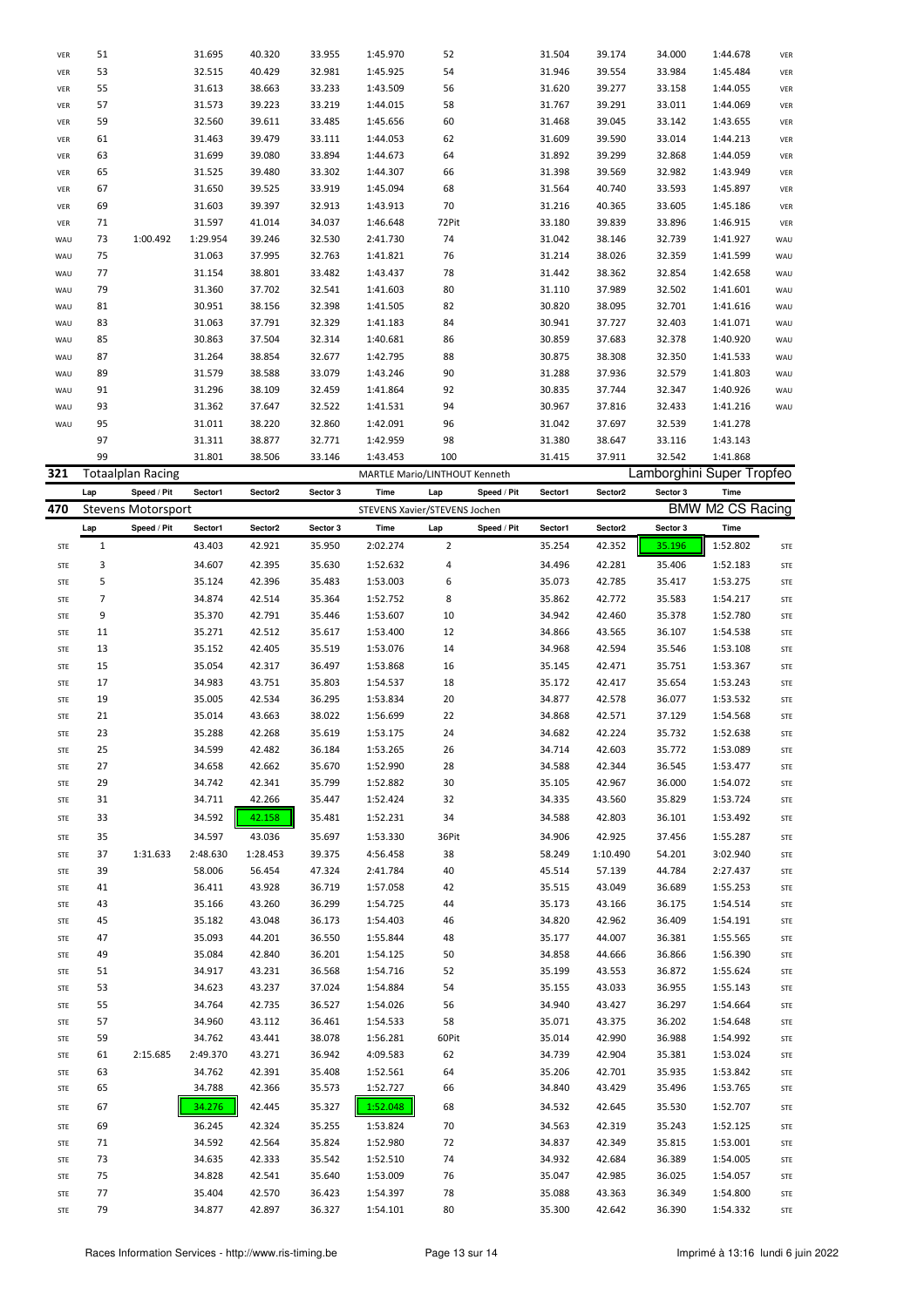| | Lap | Speed / Pit | Sector1 | Sector2 | Sector 3 | Time | Lap | Speed / Pit | Sector1 | Sector2 | Sector 3 | Time | |
|---|---|---|---|---|---|---|---|---|---|---|---|---|---|
| VER | 51 | | 31.695 | 40.320 | 33.955 | 1:45.970 | 52 | | 31.504 | 39.174 | 34.000 | 1:44.678 | VER |
| VER | 53 | | 32.515 | 40.429 | 32.981 | 1:45.925 | 54 | | 31.946 | 39.554 | 33.984 | 1:45.484 | VER |
| VER | 55 | | 31.613 | 38.663 | 33.233 | 1:43.509 | 56 | | 31.620 | 39.277 | 33.158 | 1:44.055 | VER |
| VER | 57 | | 31.573 | 39.223 | 33.219 | 1:44.015 | 58 | | 31.767 | 39.291 | 33.011 | 1:44.069 | VER |
| VER | 59 | | 32.560 | 39.611 | 33.485 | 1:45.656 | 60 | | 31.468 | 39.045 | 33.142 | 1:43.655 | VER |
| VER | 61 | | 31.463 | 39.479 | 33.111 | 1:44.053 | 62 | | 31.609 | 39.590 | 33.014 | 1:44.213 | VER |
| VER | 63 | | 31.699 | 39.080 | 33.894 | 1:44.673 | 64 | | 31.892 | 39.299 | 32.868 | 1:44.059 | VER |
| VER | 65 | | 31.525 | 39.480 | 33.302 | 1:44.307 | 66 | | 31.398 | 39.569 | 32.982 | 1:43.949 | VER |
| VER | 67 | | 31.650 | 39.525 | 33.919 | 1:45.094 | 68 | | 31.564 | 40.740 | 33.593 | 1:45.897 | VER |
| VER | 69 | | 31.603 | 39.397 | 32.913 | 1:43.913 | 70 | | 31.216 | 40.365 | 33.605 | 1:45.186 | VER |
| VER | 71 | | 31.597 | 41.014 | 34.037 | 1:46.648 | 72Pit | | 33.180 | 39.839 | 33.896 | 1:46.915 | VER |
| WAU | 73 | 1:00.492 | 1:29.954 | 39.246 | 32.530 | 2:41.730 | 74 | | 31.042 | 38.146 | 32.739 | 1:41.927 | WAU |
| WAU | 75 | | 31.063 | 37.995 | 32.763 | 1:41.821 | 76 | | 31.214 | 38.026 | 32.359 | 1:41.599 | WAU |
| WAU | 77 | | 31.154 | 38.801 | 33.482 | 1:43.437 | 78 | | 31.442 | 38.362 | 32.854 | 1:42.658 | WAU |
| WAU | 79 | | 31.360 | 37.702 | 32.541 | 1:41.603 | 80 | | 31.110 | 37.989 | 32.502 | 1:41.601 | WAU |
| WAU | 81 | | 30.951 | 38.156 | 32.398 | 1:41.505 | 82 | | 30.820 | 38.095 | 32.701 | 1:41.616 | WAU |
| WAU | 83 | | 31.063 | 37.791 | 32.329 | 1:41.183 | 84 | | 30.941 | 37.727 | 32.403 | 1:41.071 | WAU |
| WAU | 85 | | 30.863 | 37.504 | 32.314 | 1:40.681 | 86 | | 30.859 | 37.683 | 32.378 | 1:40.920 | WAU |
| WAU | 87 | | 31.264 | 38.854 | 32.677 | 1:42.795 | 88 | | 30.875 | 38.308 | 32.350 | 1:41.533 | WAU |
| WAU | 89 | | 31.579 | 38.588 | 33.079 | 1:43.246 | 90 | | 31.288 | 37.936 | 32.579 | 1:41.803 | WAU |
| WAU | 91 | | 31.296 | 38.109 | 32.459 | 1:41.864 | 92 | | 30.835 | 37.744 | 32.347 | 1:40.926 | WAU |
| WAU | 93 | | 31.362 | 37.647 | 32.522 | 1:41.531 | 94 | | 30.967 | 37.816 | 32.433 | 1:41.216 | WAU |
| WAU | 95 | | 31.011 | 38.220 | 32.860 | 1:42.091 | 96 | | 31.042 | 37.697 | 32.539 | 1:41.278 | |
| | 97 | | 31.311 | 38.877 | 32.771 | 1:42.959 | 98 | | 31.380 | 38.647 | 33.116 | 1:43.143 | |
| | 99 | | 31.801 | 38.506 | 33.146 | 1:43.453 | 100 | | 31.415 | 37.911 | 32.542 | 1:41.868 | |

**321** Totaalplan Racing — MARTLE Mario/LINTHOUT Kenneth — Lamborghini Super Tropfeo

**470** Stevens Motorsport — STEVENS Xavier/STEVENS Jochen — BMW M2 CS Racing

| | Lap | Speed / Pit | Sector1 | Sector2 | Sector 3 | Time | Lap | Speed / Pit | Sector1 | Sector2 | Sector 3 | Time | |
|---|---|---|---|---|---|---|---|---|---|---|---|---|---|
| STE | 1 | | 43.403 | 42.921 | 35.950 | 2:02.274 | 2 | | 35.254 | 42.352 | 35.196 | 1:52.802 | STE |
| STE | 3 | | 34.607 | 42.395 | 35.630 | 1:52.632 | 4 | | 34.496 | 42.281 | 35.406 | 1:52.183 | STE |
| STE | 5 | | 35.124 | 42.396 | 35.483 | 1:53.003 | 6 | | 35.073 | 42.785 | 35.417 | 1:53.275 | STE |
| STE | 7 | | 34.874 | 42.514 | 35.364 | 1:52.752 | 8 | | 35.862 | 42.772 | 35.583 | 1:54.217 | STE |
| STE | 9 | | 35.370 | 42.791 | 35.446 | 1:53.607 | 10 | | 34.942 | 42.460 | 35.378 | 1:52.780 | STE |
| STE | 11 | | 35.271 | 42.512 | 35.617 | 1:53.400 | 12 | | 34.866 | 43.565 | 36.107 | 1:54.538 | STE |
| STE | 13 | | 35.152 | 42.405 | 35.519 | 1:53.076 | 14 | | 34.968 | 42.594 | 35.546 | 1:53.108 | STE |
| STE | 15 | | 35.054 | 42.317 | 36.497 | 1:53.868 | 16 | | 35.145 | 42.471 | 35.751 | 1:53.367 | STE |
| STE | 17 | | 34.983 | 43.751 | 35.803 | 1:54.537 | 18 | | 35.172 | 42.417 | 35.654 | 1:53.243 | STE |
| STE | 19 | | 35.005 | 42.534 | 36.295 | 1:53.834 | 20 | | 34.877 | 42.578 | 36.077 | 1:53.532 | STE |
| STE | 21 | | 35.014 | 43.663 | 38.022 | 1:56.699 | 22 | | 34.868 | 42.571 | 37.129 | 1:54.568 | STE |
| STE | 23 | | 35.288 | 42.268 | 35.619 | 1:53.175 | 24 | | 34.682 | 42.224 | 35.732 | 1:52.638 | STE |
| STE | 25 | | 34.599 | 42.482 | 36.184 | 1:53.265 | 26 | | 34.714 | 42.603 | 35.772 | 1:53.089 | STE |
| STE | 27 | | 34.658 | 42.662 | 35.670 | 1:52.990 | 28 | | 34.588 | 42.344 | 36.545 | 1:53.477 | STE |
| STE | 29 | | 34.742 | 42.341 | 35.799 | 1:52.882 | 30 | | 35.105 | 42.967 | 36.000 | 1:54.072 | STE |
| STE | 31 | | 34.711 | 42.266 | 35.447 | 1:52.424 | 32 | | 34.335 | 43.560 | 35.829 | 1:53.724 | STE |
| STE | 33 | | 34.592 | 42.158 | 35.481 | 1:52.231 | 34 | | 34.588 | 42.803 | 36.101 | 1:53.492 | STE |
| STE | 35 | | 34.597 | 43.036 | 35.697 | 1:53.330 | 36Pit | | 34.906 | 42.925 | 37.456 | 1:55.287 | STE |
| STE | 37 | 1:31.633 | 2:48.630 | 1:28.453 | 39.375 | 4:56.458 | 38 | | 58.249 | 1:10.490 | 54.201 | 3:02.940 | STE |
| STE | 39 | | 58.006 | 56.454 | 47.324 | 2:41.784 | 40 | | 45.514 | 57.139 | 44.784 | 2:27.437 | STE |
| STE | 41 | | 36.411 | 43.928 | 36.719 | 1:57.058 | 42 | | 35.515 | 43.049 | 36.689 | 1:55.253 | STE |
| STE | 43 | | 35.166 | 43.260 | 36.299 | 1:54.725 | 44 | | 35.173 | 43.166 | 36.175 | 1:54.514 | STE |
| STE | 45 | | 35.182 | 43.048 | 36.173 | 1:54.403 | 46 | | 34.820 | 42.962 | 36.409 | 1:54.191 | STE |
| STE | 47 | | 35.093 | 44.201 | 36.550 | 1:55.844 | 48 | | 35.177 | 44.007 | 36.381 | 1:55.565 | STE |
| STE | 49 | | 35.084 | 42.840 | 36.201 | 1:54.125 | 50 | | 34.858 | 44.666 | 36.866 | 1:56.390 | STE |
| STE | 51 | | 34.917 | 43.231 | 36.568 | 1:54.716 | 52 | | 35.199 | 43.553 | 36.872 | 1:55.624 | STE |
| STE | 53 | | 34.623 | 43.237 | 37.024 | 1:54.884 | 54 | | 35.155 | 43.033 | 36.955 | 1:55.143 | STE |
| STE | 55 | | 34.764 | 42.735 | 36.527 | 1:54.026 | 56 | | 34.940 | 43.427 | 36.297 | 1:54.664 | STE |
| STE | 57 | | 34.960 | 43.112 | 36.461 | 1:54.533 | 58 | | 35.071 | 43.375 | 36.202 | 1:54.648 | STE |
| STE | 59 | | 34.762 | 43.441 | 38.078 | 1:56.281 | 60Pit | | 35.014 | 42.990 | 36.988 | 1:54.992 | STE |
| STE | 61 | 2:15.685 | 2:49.370 | 43.271 | 36.942 | 4:09.583 | 62 | | 34.739 | 42.904 | 35.381 | 1:53.024 | STE |
| STE | 63 | | 34.762 | 42.391 | 35.408 | 1:52.561 | 64 | | 35.206 | 42.701 | 35.935 | 1:53.842 | STE |
| STE | 65 | | 34.788 | 42.366 | 35.573 | 1:52.727 | 66 | | 34.840 | 43.429 | 35.496 | 1:53.765 | STE |
| STE | 67 | | 34.276 | 42.445 | 35.327 | 1:52.048 | 68 | | 34.532 | 42.645 | 35.530 | 1:52.707 | STE |
| STE | 69 | | 36.245 | 42.324 | 35.255 | 1:53.824 | 70 | | 34.563 | 42.319 | 35.243 | 1:52.125 | STE |
| STE | 71 | | 34.592 | 42.564 | 35.824 | 1:52.980 | 72 | | 34.837 | 42.349 | 35.815 | 1:53.001 | STE |
| STE | 73 | | 34.635 | 42.333 | 35.542 | 1:52.510 | 74 | | 34.932 | 42.684 | 36.389 | 1:54.005 | STE |
| STE | 75 | | 34.828 | 42.541 | 35.640 | 1:53.009 | 76 | | 35.047 | 42.985 | 36.025 | 1:54.057 | STE |
| STE | 77 | | 35.404 | 42.570 | 36.423 | 1:54.397 | 78 | | 35.088 | 43.363 | 36.349 | 1:54.800 | STE |
| STE | 79 | | 34.877 | 42.897 | 36.327 | 1:54.101 | 80 | | 35.300 | 42.642 | 36.390 | 1:54.332 | STE |

Races Information Services - http://www.ris-timing.be — Imprimé à 13:16 lundi 6 juin 2022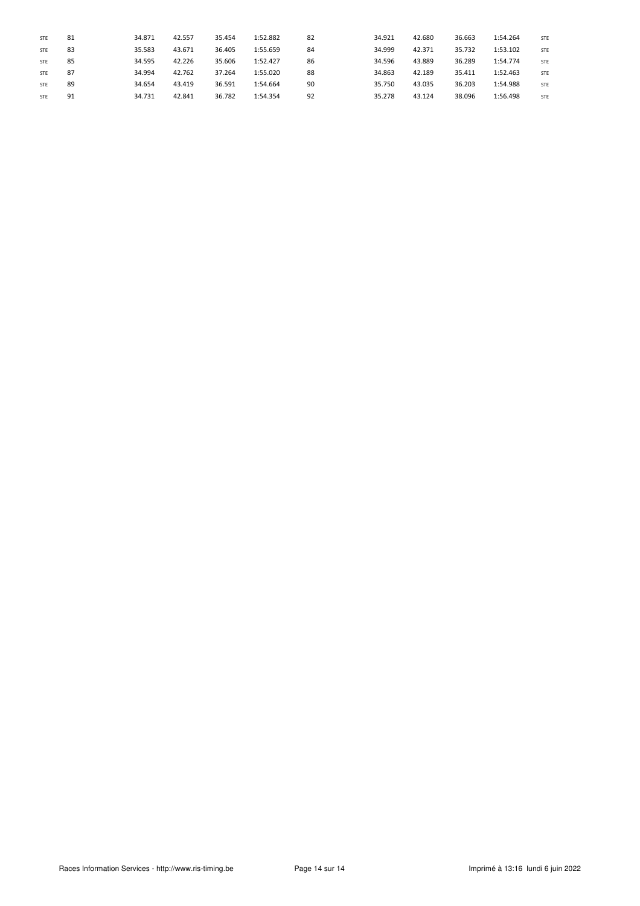| | | | | | | | | | | | | |
|---|---|---|---|---|---|---|---|---|---|---|---|---|
| STE | 81 | 34.871 | 42.557 | 35.454 | 1:52.882 | 82 | 34.921 | 42.680 | 36.663 | 1:54.264 | STE |
| STE | 83 | 35.583 | 43.671 | 36.405 | 1:55.659 | 84 | 34.999 | 42.371 | 35.732 | 1:53.102 | STE |
| STE | 85 | 34.595 | 42.226 | 35.606 | 1:52.427 | 86 | 34.596 | 43.889 | 36.289 | 1:54.774 | STE |
| STE | 87 | 34.994 | 42.762 | 37.264 | 1:55.020 | 88 | 34.863 | 42.189 | 35.411 | 1:52.463 | STE |
| STE | 89 | 34.654 | 43.419 | 36.591 | 1:54.664 | 90 | 35.750 | 43.035 | 36.203 | 1:54.988 | STE |
| STE | 91 | 34.731 | 42.841 | 36.782 | 1:54.354 | 92 | 35.278 | 43.124 | 38.096 | 1:56.498 | STE |